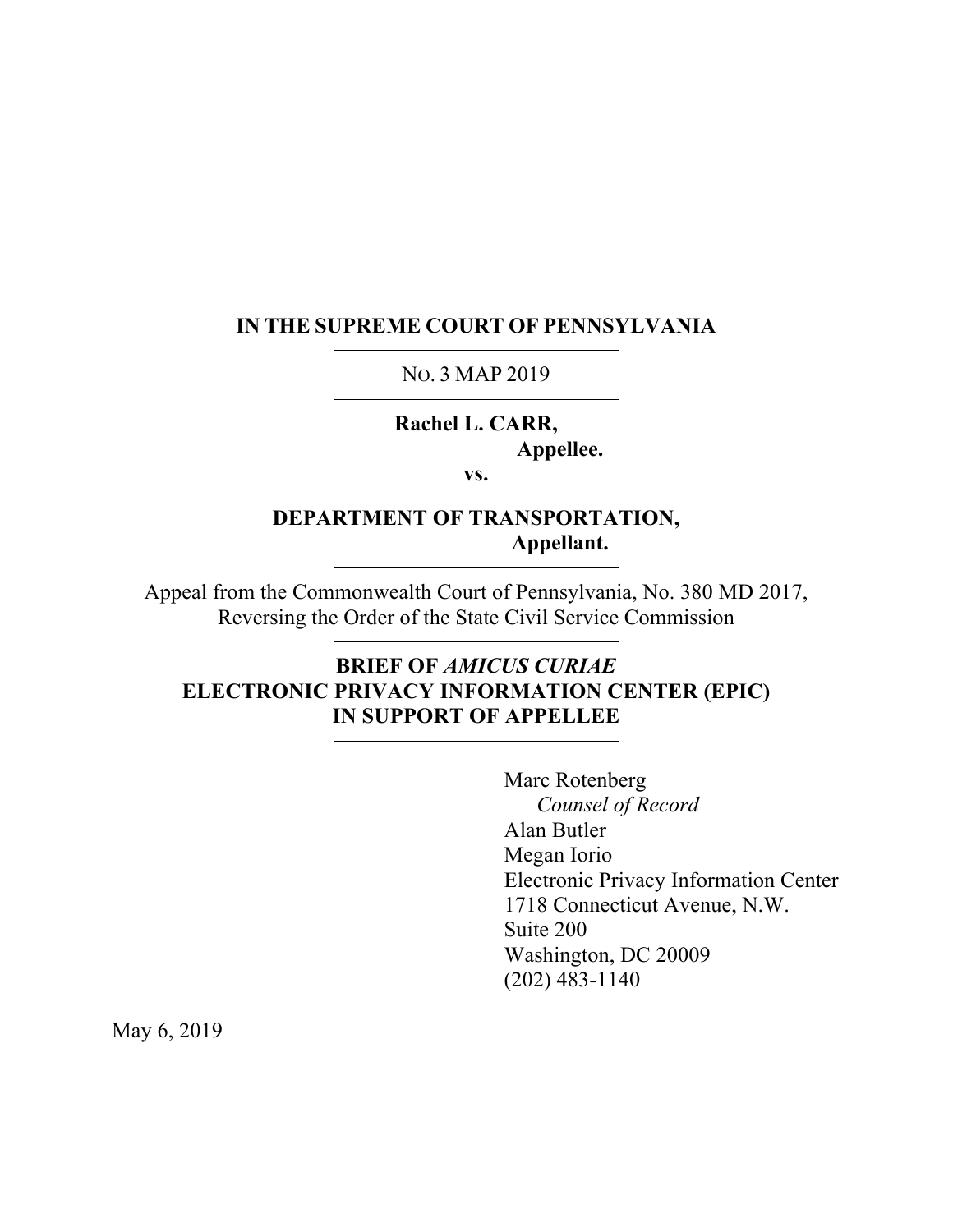**IN THE SUPREME COURT OF PENNSYLVANIA**

---

NO. 3 MAP 2019

---

**Rachel L. CARR,**
**Appellee.**

**vs.**

**DEPARTMENT OF TRANSPORTATION,**
**Appellant.**

---

Appeal from the Commonwealth Court of Pennsylvania, No. 380 MD 2017,
Reversing the Order of the State Civil Service Commission

---

**BRIEF OF *AMICUS CURIAE***
**ELECTRONIC PRIVACY INFORMATION CENTER (EPIC)**
**IN SUPPORT OF APPELLEE**

---

Marc Rotenberg
*Counsel of Record*
Alan Butler
Megan Iorio
Electronic Privacy Information Center
1718 Connecticut Avenue, N.W.
Suite 200
Washington, DC 20009
(202) 483-1140

May 6, 2019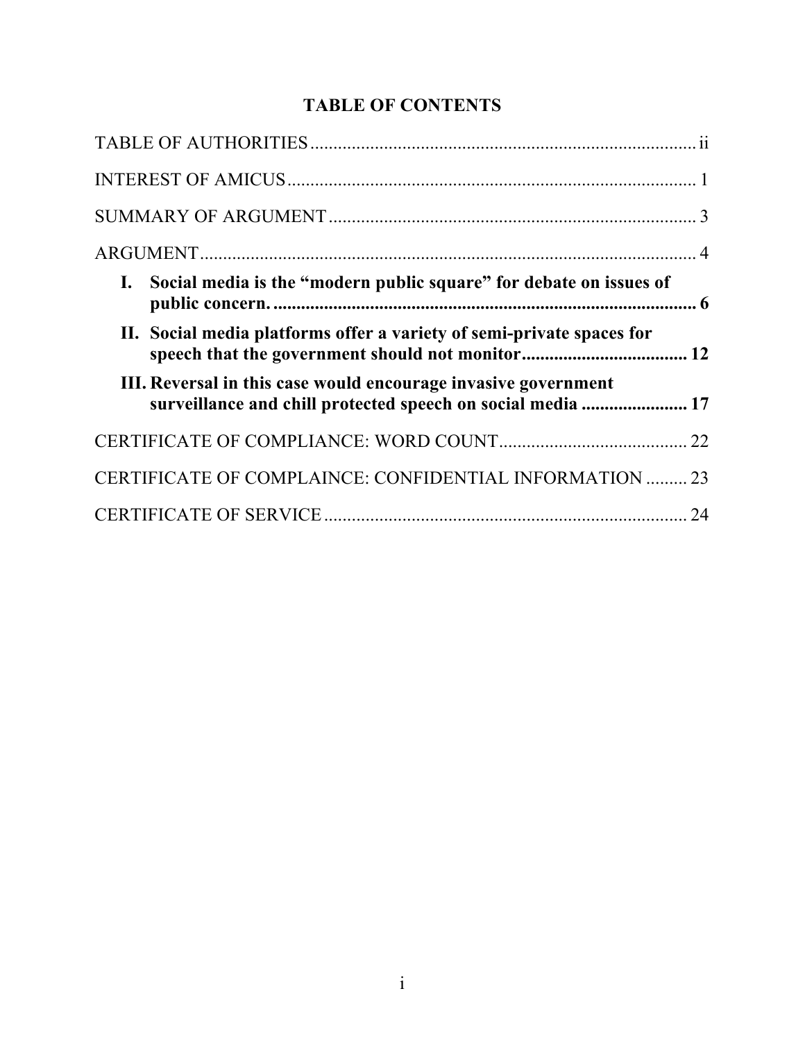# TABLE OF CONTENTS

TABLE OF AUTHORITIES .................................................................................... ii

INTEREST OF AMICUS ......................................................................................... 1

SUMMARY OF ARGUMENT ................................................................................ 3

ARGUMENT ........................................................................................................... 4

**I. Social media is the "modern public square" for debate on issues of public concern. ............................................................................................ 6**

**II. Social media platforms offer a variety of semi-private spaces for speech that the government should not monitor .................................... 12**

**III. Reversal in this case would encourage invasive government surveillance and chill protected speech on social media ....................... 17**

CERTIFICATE OF COMPLIANCE: WORD COUNT ......................................... 22

CERTIFICATE OF COMPLAINCE: CONFIDENTIAL INFORMATION ......... 23

CERTIFICATE OF SERVICE ............................................................................... 24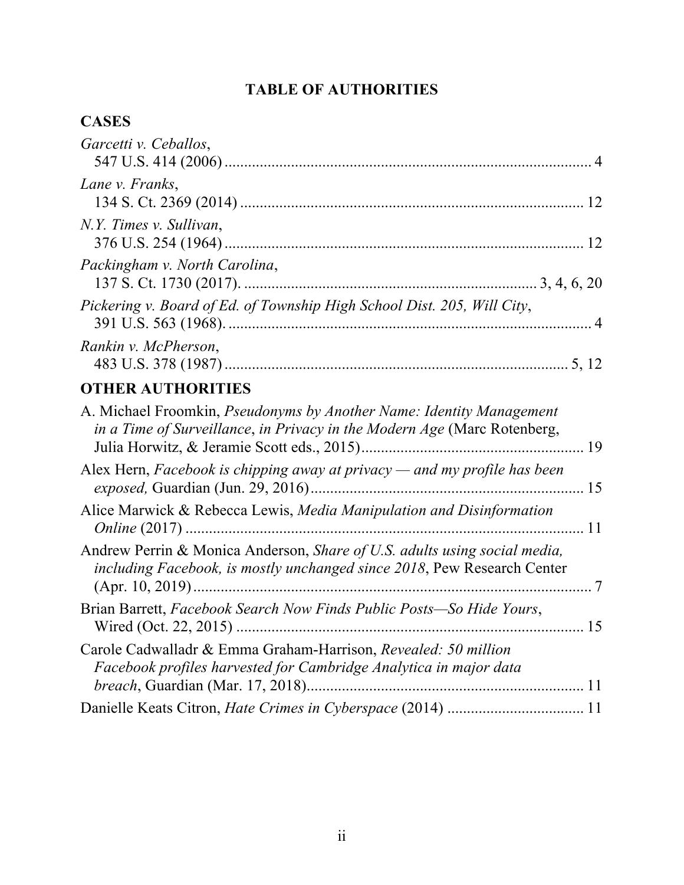# TABLE OF AUTHORITIES

## CASES

*Garcetti v. Ceballos*,
547 U.S. 414 (2006) .................................................................................................. 4

*Lane v. Franks*,
134 S. Ct. 2369 (2014) ........................................................................................ 12

*N.Y. Times v. Sullivan*,
376 U.S. 254 (1964) ............................................................................................ 12

*Packingham v. North Carolina*,
137 S. Ct. 1730 (2017). ........................................................................... 3, 4, 6, 20

*Pickering v. Board of Ed. of Township High School Dist. 205, Will City*,
391 U.S. 563 (1968). .............................................................................................. 4

*Rankin v. McPherson*,
483 U.S. 378 (1987) ........................................................................................ 5, 12

## OTHER AUTHORITIES

A. Michael Froomkin, *Pseudonyms by Another Name: Identity Management in a Time of Surveillance*, in *Privacy in the Modern Age* (Marc Rotenberg, Julia Horwitz, & Jeramie Scott eds., 2015) ......................................................... 19

Alex Hern, *Facebook is chipping away at privacy — and my profile has been exposed,* Guardian (Jun. 29, 2016) ..................................................................... 15

Alice Marwick & Rebecca Lewis, *Media Manipulation and Disinformation Online* (2017) ...................................................................................................... 11

Andrew Perrin & Monica Anderson, *Share of U.S. adults using social media, including Facebook, is mostly unchanged since 2018*, Pew Research Center (Apr. 10, 2019) ...................................................................................................... 7

Brian Barrett, *Facebook Search Now Finds Public Posts—So Hide Yours*, Wired (Oct. 22, 2015) ........................................................................................ 15

Carole Cadwalladr & Emma Graham-Harrison, *Revealed: 50 million Facebook profiles harvested for Cambridge Analytica in major data breach*, Guardian (Mar. 17, 2018) ...................................................................... 11

Danielle Keats Citron, *Hate Crimes in Cyberspace* (2014) .................................. 11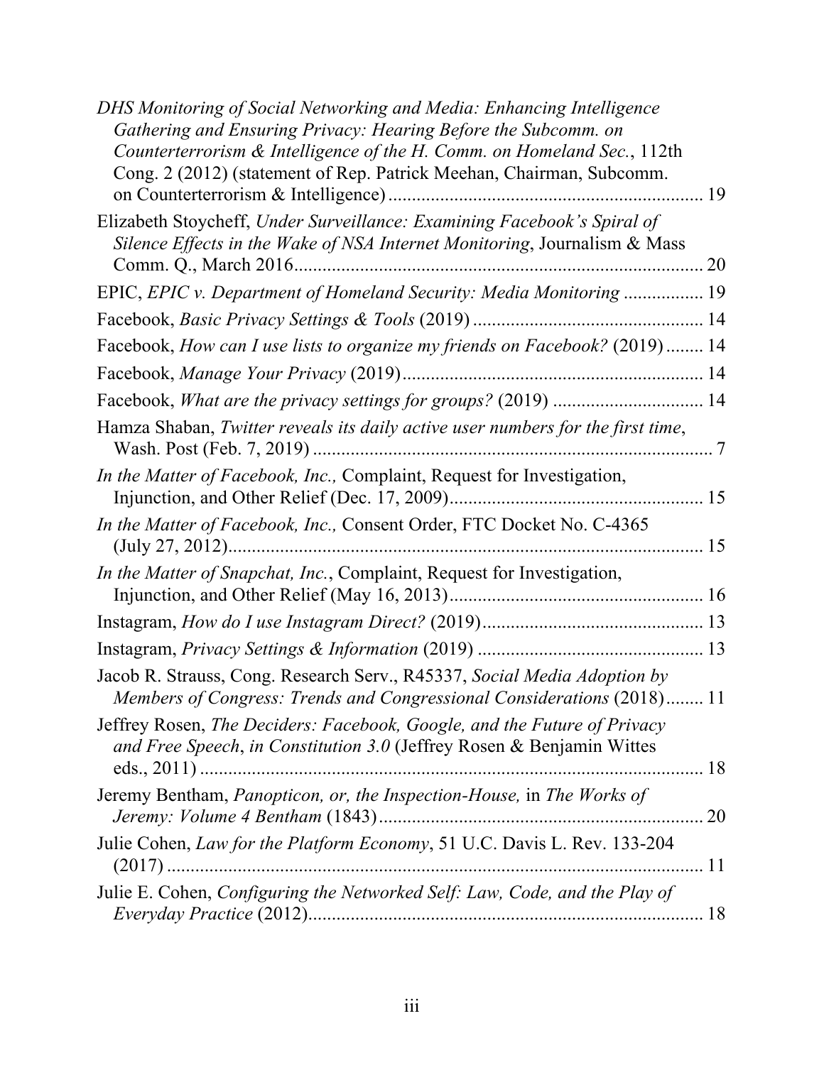*DHS Monitoring of Social Networking and Media: Enhancing Intelligence Gathering and Ensuring Privacy: Hearing Before the Subcomm. on Counterterrorism & Intelligence of the H. Comm. on Homeland Sec.*, 112th Cong. 2 (2012) (statement of Rep. Patrick Meehan, Chairman, Subcomm. on Counterterrorism & Intelligence) .................................................................. 19

Elizabeth Stoycheff, *Under Surveillance: Examining Facebook's Spiral of Silence Effects in the Wake of NSA Internet Monitoring*, Journalism & Mass Comm. Q., March 2016....................................................................................... 20

EPIC, *EPIC v. Department of Homeland Security: Media Monitoring* ................. 19

Facebook, *Basic Privacy Settings & Tools* (2019) ................................................ 14

Facebook, *How can I use lists to organize my friends on Facebook?* (2019)........ 14

Facebook, *Manage Your Privacy* (2019)................................................................ 14

Facebook, *What are the privacy settings for groups?* (2019) ................................ 14

Hamza Shaban, *Twitter reveals its daily active user numbers for the first time*, Wash. Post (Feb. 7, 2019) ..................................................................................... 7

*In the Matter of Facebook, Inc.,* Complaint, Request for Investigation, Injunction, and Other Relief (Dec. 17, 2009)...................................................... 15

*In the Matter of Facebook, Inc.,* Consent Order, FTC Docket No. C-4365 (July 27, 2012)...................................................................................................... 15

*In the Matter of Snapchat, Inc.*, Complaint, Request for Investigation, Injunction, and Other Relief (May 16, 2013)....................................................... 16

Instagram, *How do I use Instagram Direct?* (2019)............................................... 13

Instagram, *Privacy Settings & Information* (2019) ............................................... 13

Jacob R. Strauss, Cong. Research Serv., R45337, *Social Media Adoption by Members of Congress: Trends and Congressional Considerations* (2018)........ 11

Jeffrey Rosen, *The Deciders: Facebook, Google, and the Future of Privacy and Free Speech*, *in Constitution 3.0* (Jeffrey Rosen & Benjamin Wittes eds., 2011) ........................................................................................................... 18

Jeremy Bentham, *Panopticon, or, the Inspection-House,* in *The Works of Jeremy: Volume 4 Bentham* (1843)..................................................................... 20

Julie Cohen, *Law for the Platform Economy*, 51 U.C. Davis L. Rev. 133-204 (2017) .................................................................................................................. 11

Julie E. Cohen, *Configuring the Networked Self: Law, Code, and the Play of Everyday Practice* (2012)..................................................................................... 18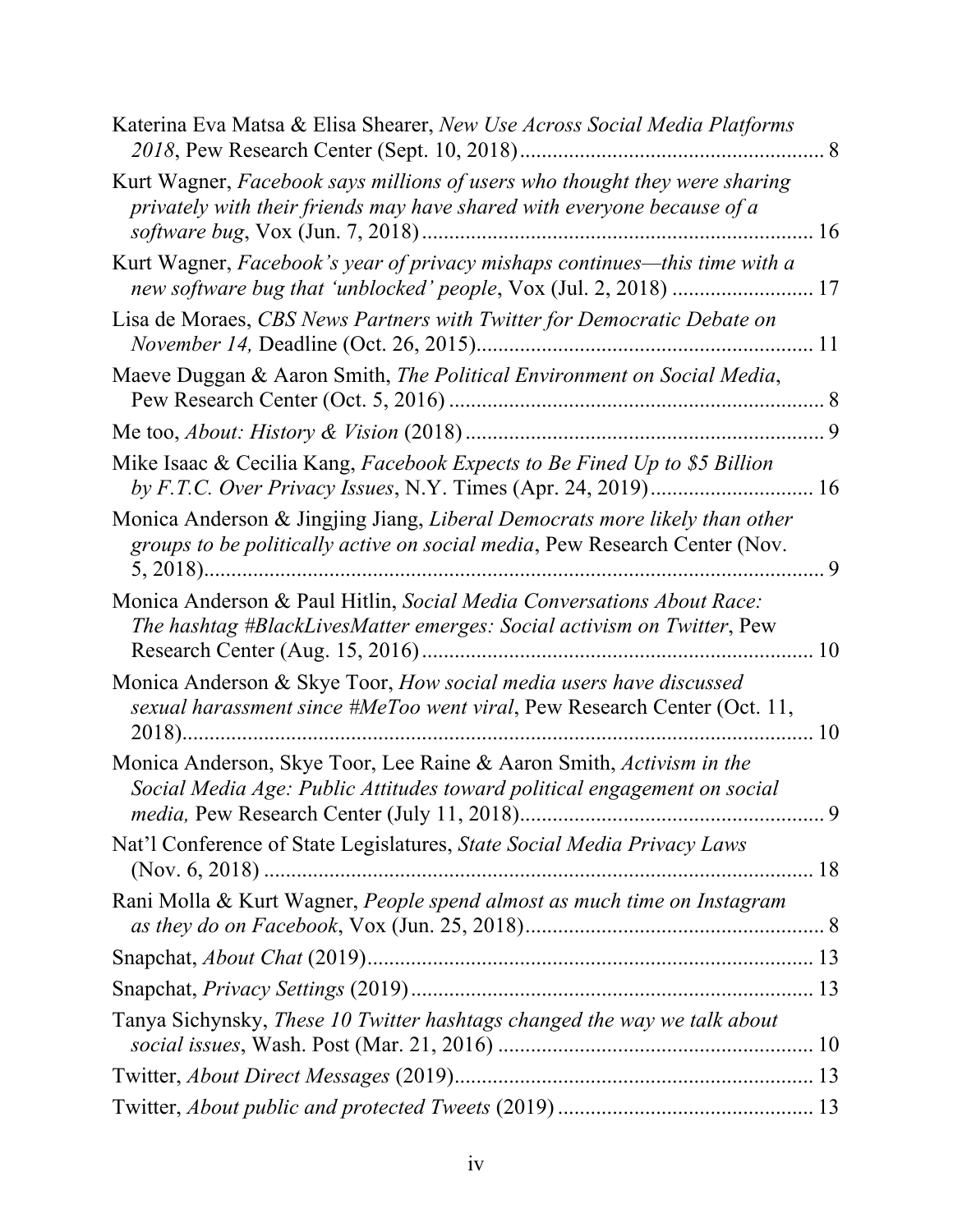Katerina Eva Matsa & Elisa Shearer, *New Use Across Social Media Platforms 2018*, Pew Research Center (Sept. 10, 2018) ........................................................ 8

Kurt Wagner, *Facebook says millions of users who thought they were sharing privately with their friends may have shared with everyone because of a software bug*, Vox (Jun. 7, 2018) ........................................................................ 16

Kurt Wagner, *Facebook's year of privacy mishaps continues—this time with a new software bug that 'unblocked' people*, Vox (Jul. 2, 2018) .......................... 17

Lisa de Moraes, *CBS News Partners with Twitter for Democratic Debate on November 14,* Deadline (Oct. 26, 2015).............................................................. 11

Maeve Duggan & Aaron Smith, *The Political Environment on Social Media*, Pew Research Center (Oct. 5, 2016) ..................................................................... 8

Me too, *About: History & Vision* (2018) .................................................................. 9

Mike Isaac & Cecilia Kang, *Facebook Expects to Be Fined Up to $5 Billion by F.T.C. Over Privacy Issues*, N.Y. Times (Apr. 24, 2019)............................. 16

Monica Anderson & Jingjing Jiang, *Liberal Democrats more likely than other groups to be politically active on social media*, Pew Research Center (Nov. 5, 2018).................................................................................................... 9

Monica Anderson & Paul Hitlin, *Social Media Conversations About Race: The hashtag #BlackLivesMatter emerges: Social activism on Twitter*, Pew Research Center (Aug. 15, 2016)........................................................................ 10

Monica Anderson & Skye Toor, *How social media users have discussed sexual harassment since #MeToo went viral*, Pew Research Center (Oct. 11, 2018)..................................................................................................... 10

Monica Anderson, Skye Toor, Lee Raine & Aaron Smith, *Activism in the Social Media Age: Public Attitudes toward political engagement on social media,* Pew Research Center (July 11, 2018)........................................................ 9

Nat'l Conference of State Legislatures, *State Social Media Privacy Laws* (Nov. 6, 2018) ...................................................................................................... 18

Rani Molla & Kurt Wagner, *People spend almost as much time on Instagram as they do on Facebook*, Vox (Jun. 25, 2018)....................................................... 8

Snapchat, *About Chat* (2019)................................................................................. 13

Snapchat, *Privacy Settings* (2019).......................................................................... 13

Tanya Sichynsky, *These 10 Twitter hashtags changed the way we talk about social issues*, Wash. Post (Mar. 21, 2016) ......................................................... 10

Twitter, *About Direct Messages* (2019).................................................................. 13

Twitter, *About public and protected Tweets* (2019) ............................................... 13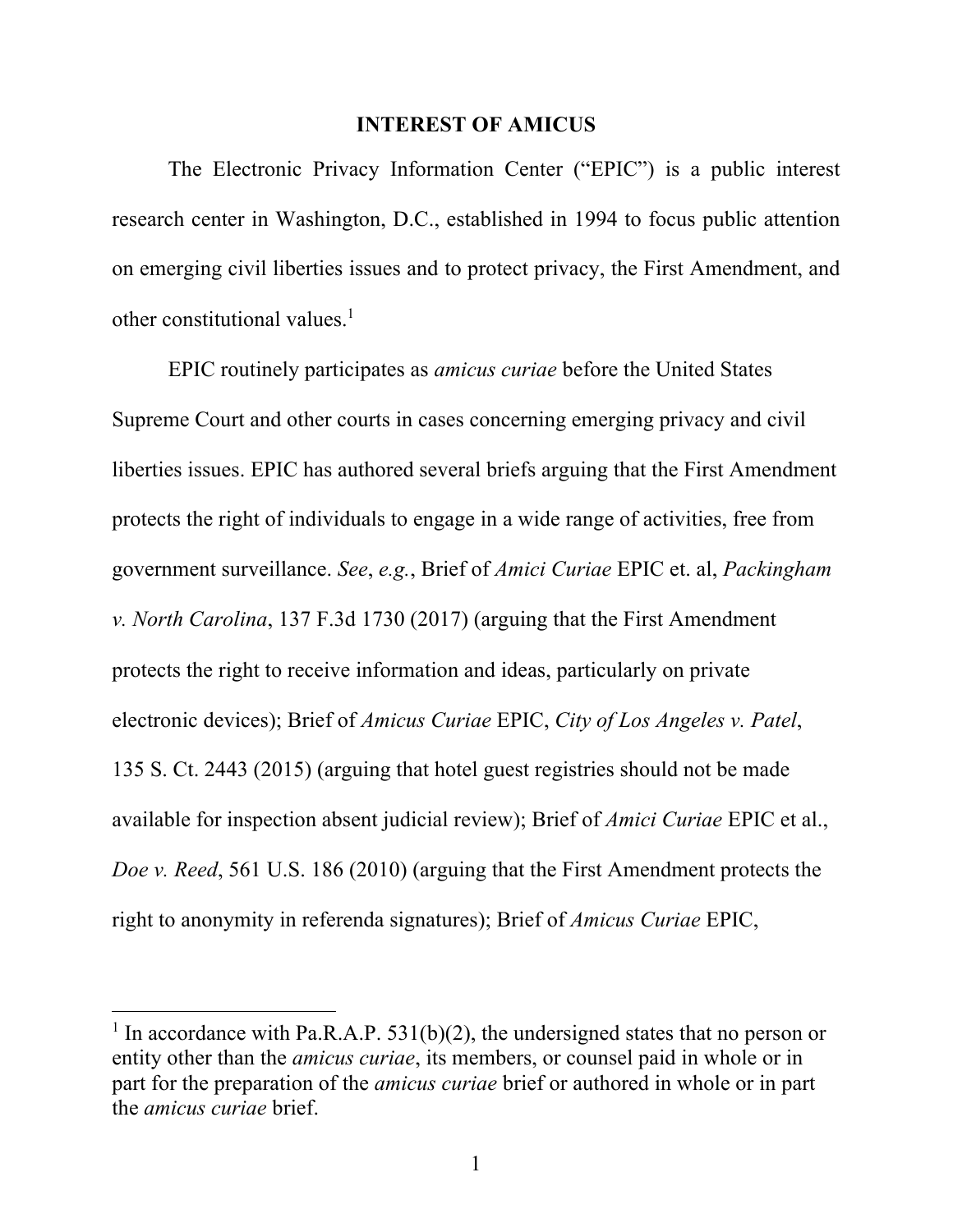## INTEREST OF AMICUS

The Electronic Privacy Information Center ("EPIC") is a public interest research center in Washington, D.C., established in 1994 to focus public attention on emerging civil liberties issues and to protect privacy, the First Amendment, and other constitutional values.[1]

EPIC routinely participates as *amicus curiae* before the United States Supreme Court and other courts in cases concerning emerging privacy and civil liberties issues. EPIC has authored several briefs arguing that the First Amendment protects the right of individuals to engage in a wide range of activities, free from government surveillance. *See*, *e.g.*, Brief of *Amici Curiae* EPIC et. al, *Packingham v. North Carolina*, 137 F.3d 1730 (2017) (arguing that the First Amendment protects the right to receive information and ideas, particularly on private electronic devices); Brief of *Amicus Curiae* EPIC, *City of Los Angeles v. Patel*, 135 S. Ct. 2443 (2015) (arguing that hotel guest registries should not be made available for inspection absent judicial review); Brief of *Amici Curiae* EPIC et al., *Doe v. Reed*, 561 U.S. 186 (2010) (arguing that the First Amendment protects the right to anonymity in referenda signatures); Brief of *Amicus Curiae* EPIC,

---

[1] In accordance with Pa.R.A.P. 531(b)(2), the undersigned states that no person or entity other than the *amicus curiae*, its members, or counsel paid in whole or in part for the preparation of the *amicus curiae* brief or authored in whole or in part the *amicus curiae* brief.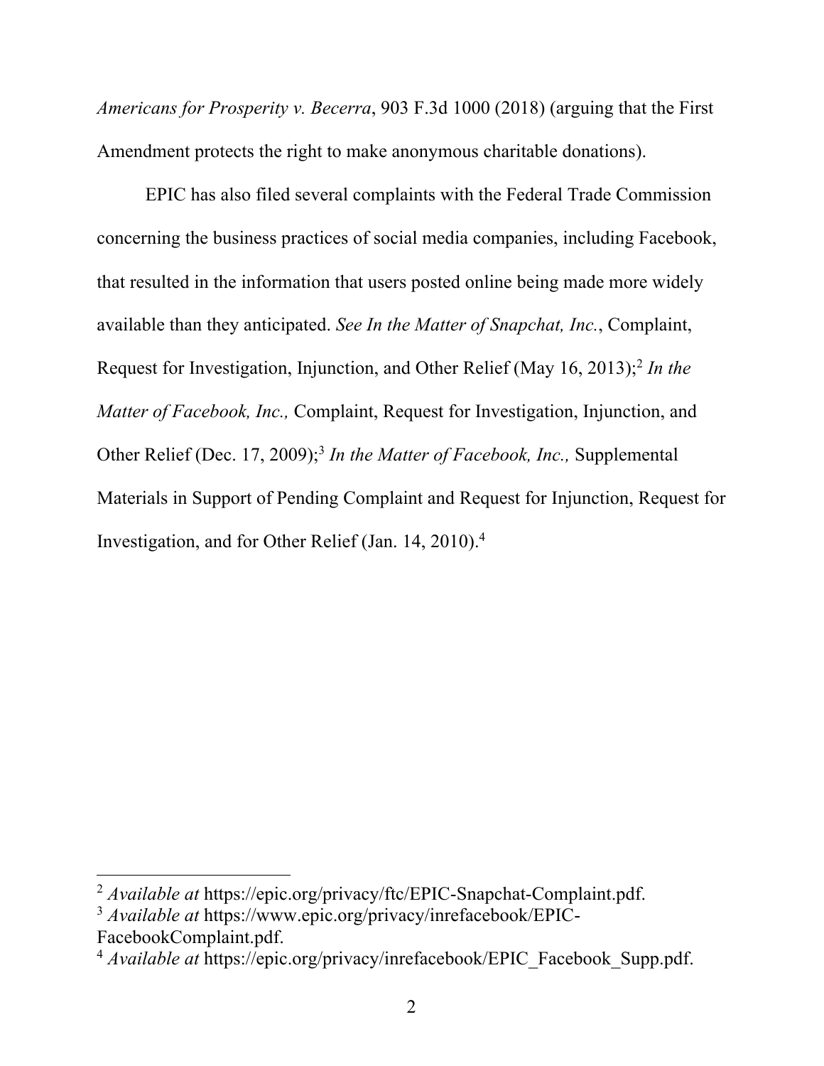*Americans for Prosperity v. Becerra*, 903 F.3d 1000 (2018) (arguing that the First Amendment protects the right to make anonymous charitable donations).

EPIC has also filed several complaints with the Federal Trade Commission concerning the business practices of social media companies, including Facebook, that resulted in the information that users posted online being made more widely available than they anticipated. *See In the Matter of Snapchat, Inc.*, Complaint, Request for Investigation, Injunction, and Other Relief (May 16, 2013);[2] *In the Matter of Facebook, Inc.,* Complaint, Request for Investigation, Injunction, and Other Relief (Dec. 17, 2009);[3] *In the Matter of Facebook, Inc.,* Supplemental Materials in Support of Pending Complaint and Request for Injunction, Request for Investigation, and for Other Relief (Jan. 14, 2010).[4]

---

[2] *Available at* https://epic.org/privacy/ftc/EPIC-Snapchat-Complaint.pdf.

[3] *Available at* https://www.epic.org/privacy/inrefacebook/EPIC-FacebookComplaint.pdf.

[4] *Available at* https://epic.org/privacy/inrefacebook/EPIC_Facebook_Supp.pdf.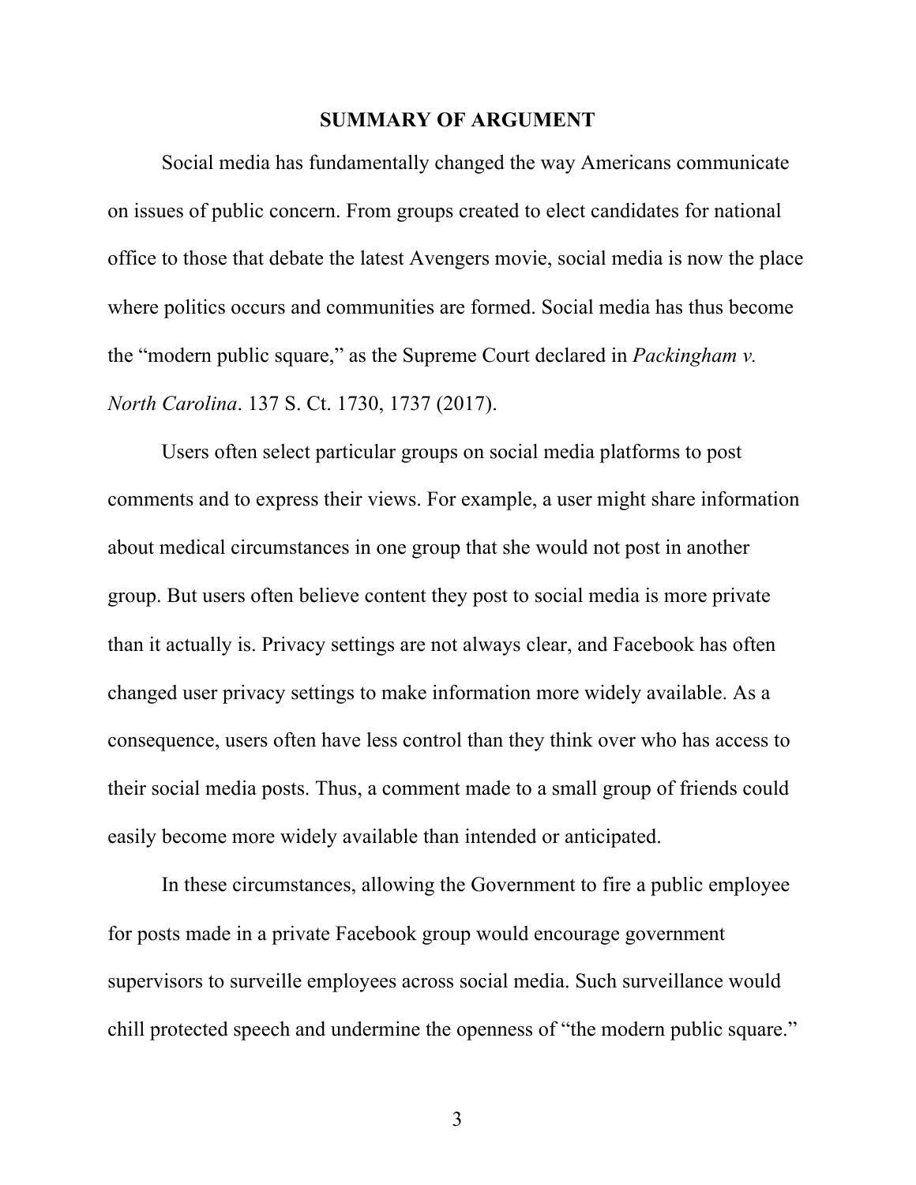## SUMMARY OF ARGUMENT

Social media has fundamentally changed the way Americans communicate on issues of public concern. From groups created to elect candidates for national office to those that debate the latest Avengers movie, social media is now the place where politics occurs and communities are formed. Social media has thus become the "modern public square," as the Supreme Court declared in *Packingham v. North Carolina*. 137 S. Ct. 1730, 1737 (2017).

Users often select particular groups on social media platforms to post comments and to express their views. For example, a user might share information about medical circumstances in one group that she would not post in another group. But users often believe content they post to social media is more private than it actually is. Privacy settings are not always clear, and Facebook has often changed user privacy settings to make information more widely available. As a consequence, users often have less control than they think over who has access to their social media posts. Thus, a comment made to a small group of friends could easily become more widely available than intended or anticipated.

In these circumstances, allowing the Government to fire a public employee for posts made in a private Facebook group would encourage government supervisors to surveille employees across social media. Such surveillance would chill protected speech and undermine the openness of "the modern public square."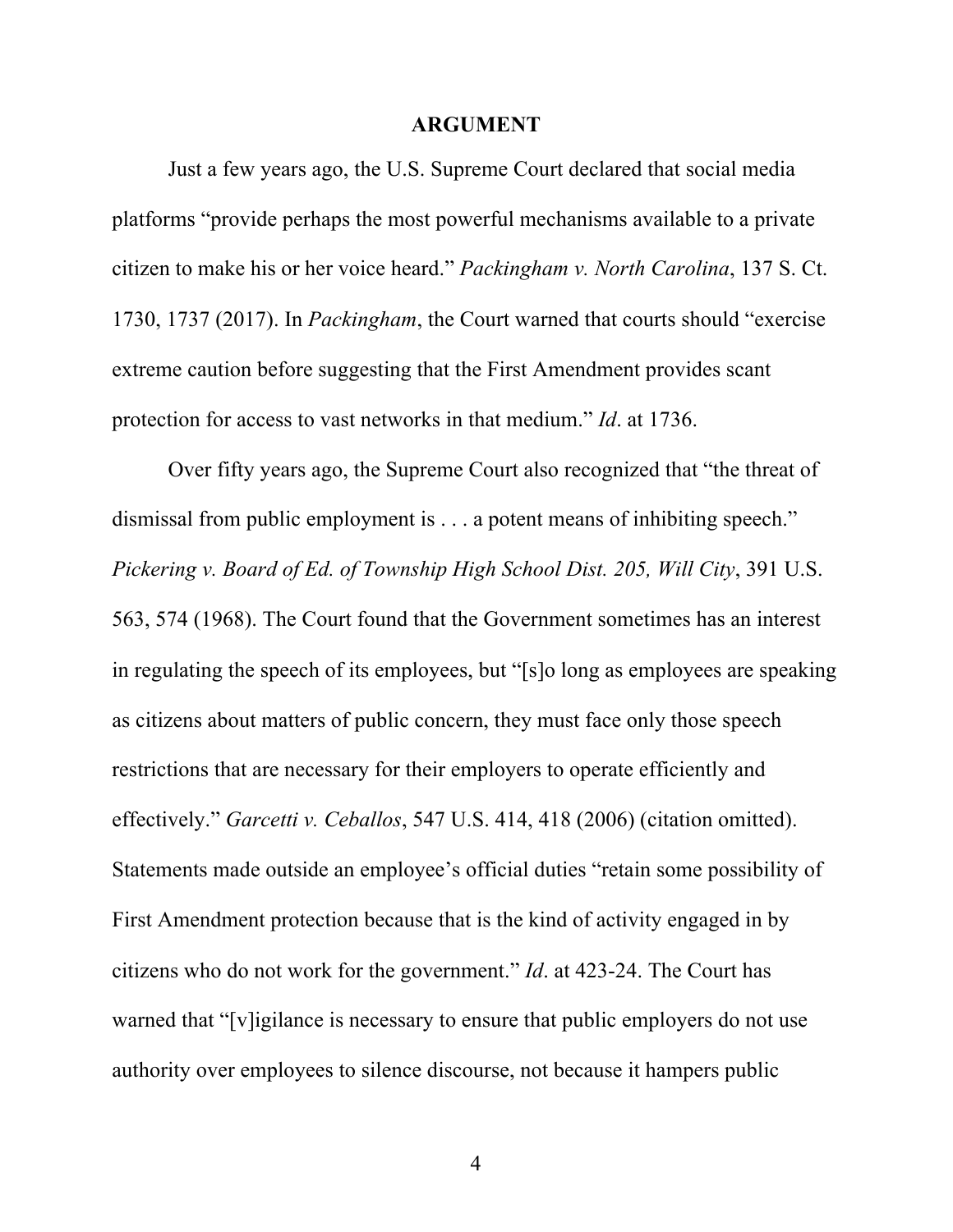## ARGUMENT

Just a few years ago, the U.S. Supreme Court declared that social media platforms "provide perhaps the most powerful mechanisms available to a private citizen to make his or her voice heard." *Packingham v. North Carolina*, 137 S. Ct. 1730, 1737 (2017). In *Packingham*, the Court warned that courts should "exercise extreme caution before suggesting that the First Amendment provides scant protection for access to vast networks in that medium." *Id*. at 1736.

Over fifty years ago, the Supreme Court also recognized that "the threat of dismissal from public employment is . . . a potent means of inhibiting speech." *Pickering v. Board of Ed. of Township High School Dist. 205, Will City*, 391 U.S. 563, 574 (1968). The Court found that the Government sometimes has an interest in regulating the speech of its employees, but "[s]o long as employees are speaking as citizens about matters of public concern, they must face only those speech restrictions that are necessary for their employers to operate efficiently and effectively." *Garcetti v. Ceballos*, 547 U.S. 414, 418 (2006) (citation omitted). Statements made outside an employee's official duties "retain some possibility of First Amendment protection because that is the kind of activity engaged in by citizens who do not work for the government." *Id*. at 423-24. The Court has warned that "[v]igilance is necessary to ensure that public employers do not use authority over employees to silence discourse, not because it hampers public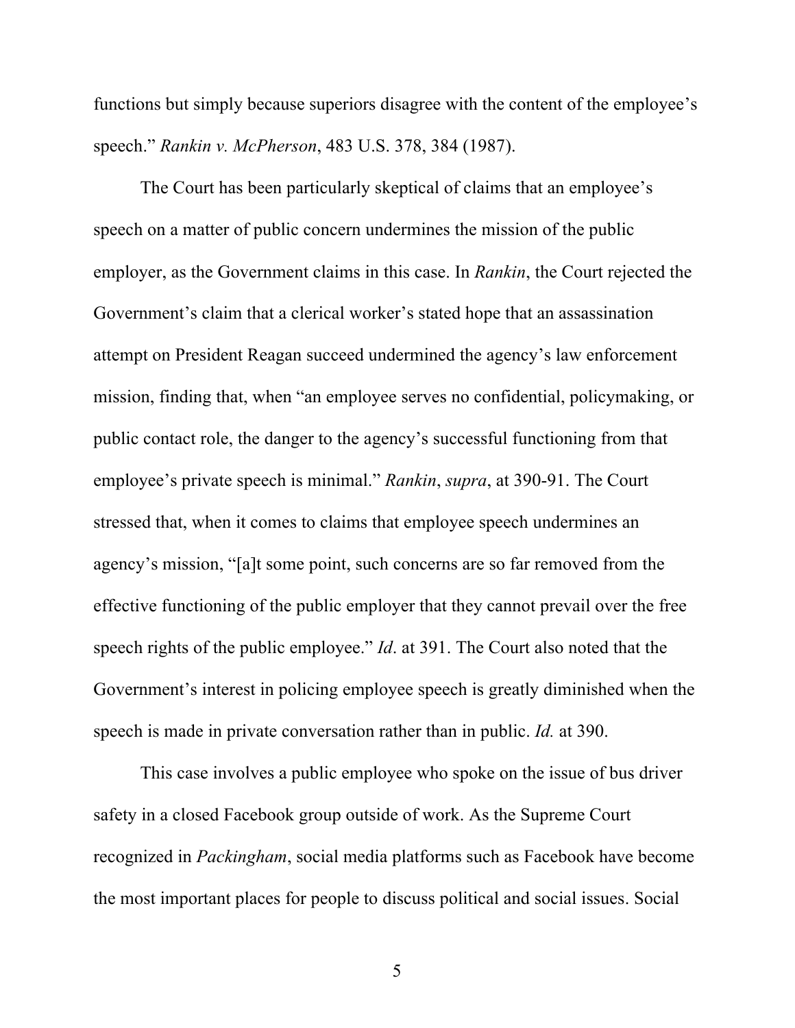functions but simply because superiors disagree with the content of the employee's speech." *Rankin v. McPherson*, 483 U.S. 378, 384 (1987).

The Court has been particularly skeptical of claims that an employee's speech on a matter of public concern undermines the mission of the public employer, as the Government claims in this case. In *Rankin*, the Court rejected the Government's claim that a clerical worker's stated hope that an assassination attempt on President Reagan succeed undermined the agency's law enforcement mission, finding that, when "an employee serves no confidential, policymaking, or public contact role, the danger to the agency's successful functioning from that employee's private speech is minimal." *Rankin*, *supra*, at 390-91. The Court stressed that, when it comes to claims that employee speech undermines an agency's mission, "[a]t some point, such concerns are so far removed from the effective functioning of the public employer that they cannot prevail over the free speech rights of the public employee." *Id*. at 391. The Court also noted that the Government's interest in policing employee speech is greatly diminished when the speech is made in private conversation rather than in public. *Id.* at 390.

This case involves a public employee who spoke on the issue of bus driver safety in a closed Facebook group outside of work. As the Supreme Court recognized in *Packingham*, social media platforms such as Facebook have become the most important places for people to discuss political and social issues. Social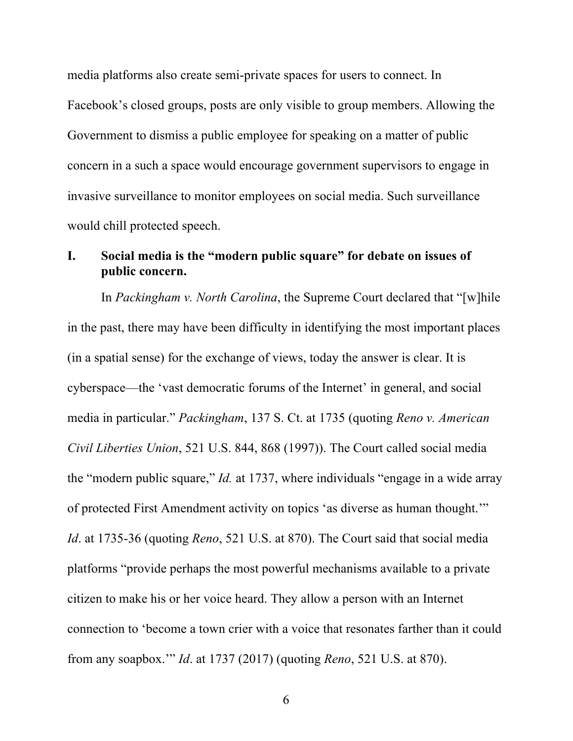media platforms also create semi-private spaces for users to connect. In Facebook's closed groups, posts are only visible to group members. Allowing the Government to dismiss a public employee for speaking on a matter of public concern in a such a space would encourage government supervisors to engage in invasive surveillance to monitor employees on social media. Such surveillance would chill protected speech.

## I. Social media is the "modern public square" for debate on issues of public concern.

In *Packingham v. North Carolina*, the Supreme Court declared that "[w]hile in the past, there may have been difficulty in identifying the most important places (in a spatial sense) for the exchange of views, today the answer is clear. It is cyberspace—the 'vast democratic forums of the Internet' in general, and social media in particular." *Packingham*, 137 S. Ct. at 1735 (quoting *Reno v. American Civil Liberties Union*, 521 U.S. 844, 868 (1997)). The Court called social media the "modern public square," *Id.* at 1737, where individuals "engage in a wide array of protected First Amendment activity on topics 'as diverse as human thought.'" *Id*. at 1735-36 (quoting *Reno*, 521 U.S. at 870). The Court said that social media platforms "provide perhaps the most powerful mechanisms available to a private citizen to make his or her voice heard. They allow a person with an Internet connection to 'become a town crier with a voice that resonates farther than it could from any soapbox.'" *Id*. at 1737 (2017) (quoting *Reno*, 521 U.S. at 870).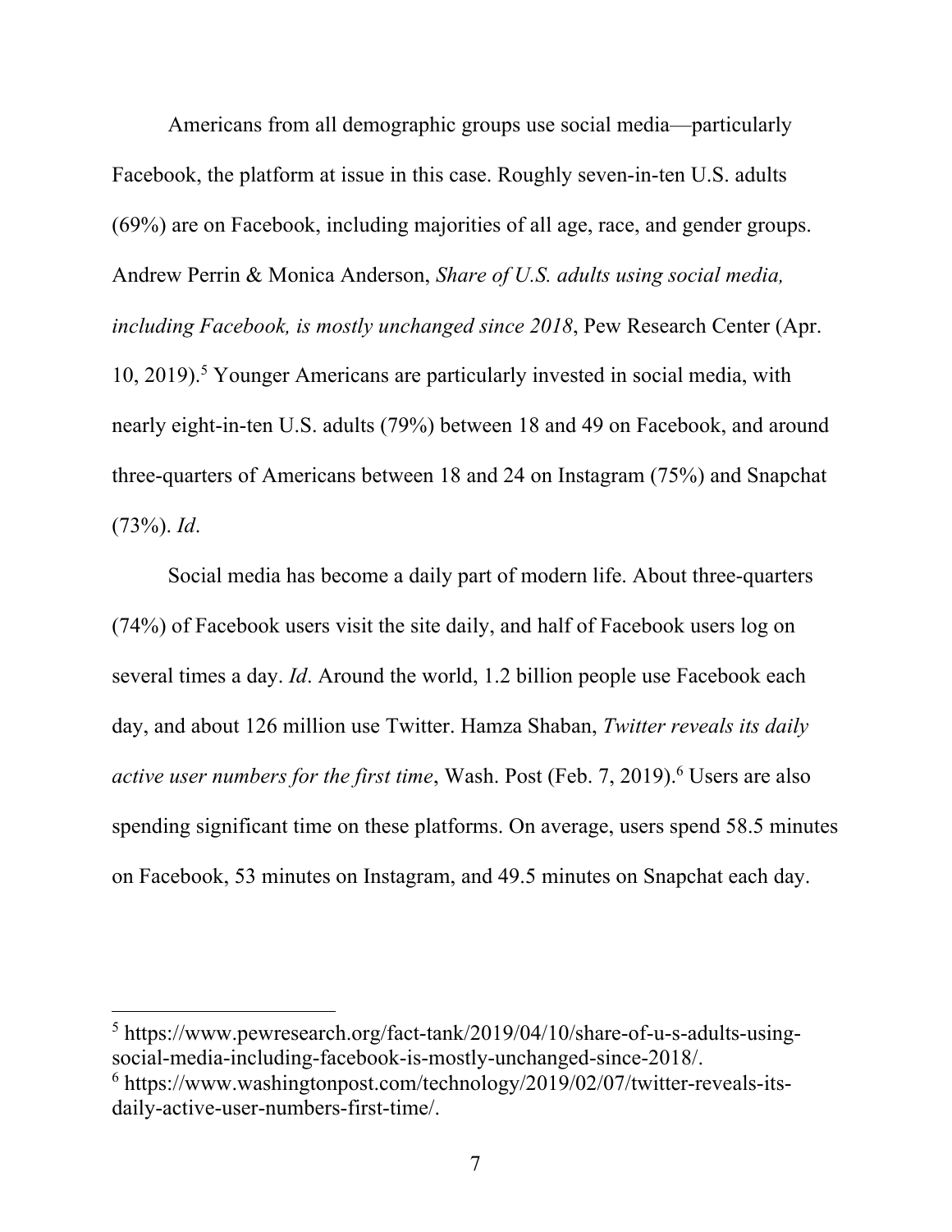Americans from all demographic groups use social media—particularly Facebook, the platform at issue in this case. Roughly seven-in-ten U.S. adults (69%) are on Facebook, including majorities of all age, race, and gender groups. Andrew Perrin & Monica Anderson, *Share of U.S. adults using social media, including Facebook, is mostly unchanged since 2018*, Pew Research Center (Apr. 10, 2019).[5] Younger Americans are particularly invested in social media, with nearly eight-in-ten U.S. adults (79%) between 18 and 49 on Facebook, and around three-quarters of Americans between 18 and 24 on Instagram (75%) and Snapchat (73%). *Id*.

Social media has become a daily part of modern life. About three-quarters (74%) of Facebook users visit the site daily, and half of Facebook users log on several times a day. *Id*. Around the world, 1.2 billion people use Facebook each day, and about 126 million use Twitter. Hamza Shaban, *Twitter reveals its daily active user numbers for the first time*, Wash. Post (Feb. 7, 2019).[6] Users are also spending significant time on these platforms. On average, users spend 58.5 minutes on Facebook, 53 minutes on Instagram, and 49.5 minutes on Snapchat each day.

---

[5] https://www.pewresearch.org/fact-tank/2019/04/10/share-of-u-s-adults-using-social-media-including-facebook-is-mostly-unchanged-since-2018/.

[6] https://www.washingtonpost.com/technology/2019/02/07/twitter-reveals-its-daily-active-user-numbers-first-time/.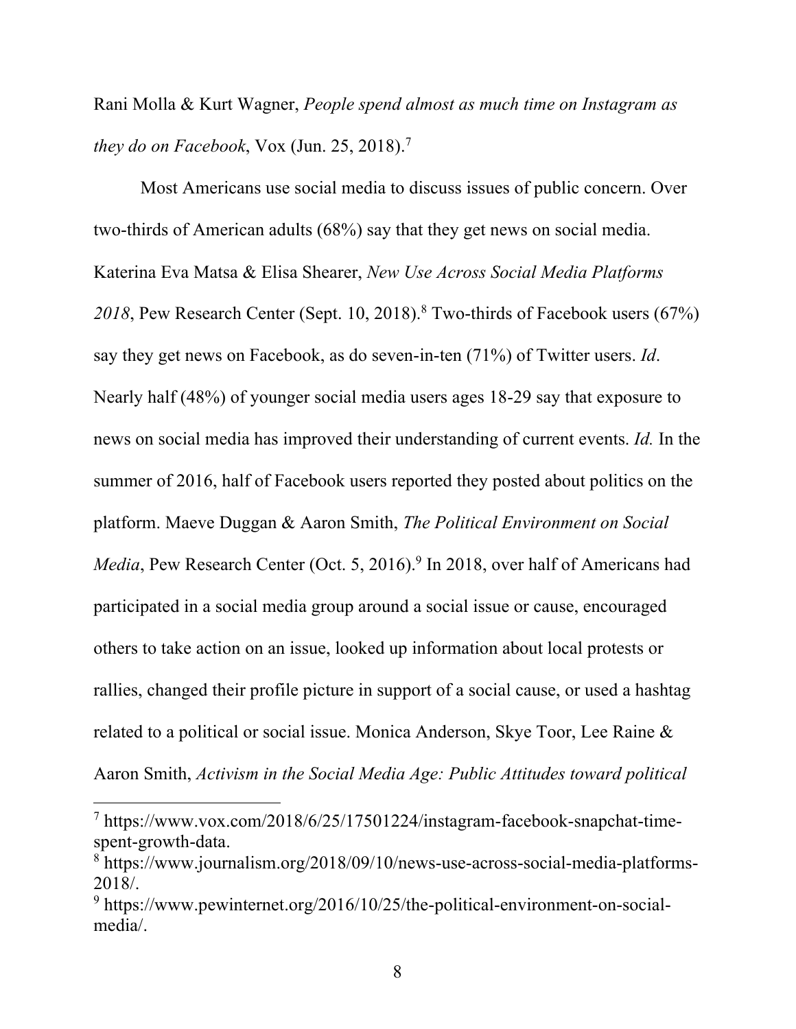Rani Molla & Kurt Wagner, *People spend almost as much time on Instagram as they do on Facebook*, Vox (Jun. 25, 2018).[7]

Most Americans use social media to discuss issues of public concern. Over two-thirds of American adults (68%) say that they get news on social media. Katerina Eva Matsa & Elisa Shearer, *New Use Across Social Media Platforms 2018*, Pew Research Center (Sept. 10, 2018).[8] Two-thirds of Facebook users (67%) say they get news on Facebook, as do seven-in-ten (71%) of Twitter users. *Id*. Nearly half (48%) of younger social media users ages 18-29 say that exposure to news on social media has improved their understanding of current events. *Id.* In the summer of 2016, half of Facebook users reported they posted about politics on the platform. Maeve Duggan & Aaron Smith, *The Political Environment on Social Media*, Pew Research Center (Oct. 5, 2016).[9] In 2018, over half of Americans had participated in a social media group around a social issue or cause, encouraged others to take action on an issue, looked up information about local protests or rallies, changed their profile picture in support of a social cause, or used a hashtag related to a political or social issue. Monica Anderson, Skye Toor, Lee Raine & Aaron Smith, *Activism in the Social Media Age: Public Attitudes toward political*

---

[7] https://www.vox.com/2018/6/25/17501224/instagram-facebook-snapchat-time-spent-growth-data.

[8] https://www.journalism.org/2018/09/10/news-use-across-social-media-platforms-2018/.

[9] https://www.pewinternet.org/2016/10/25/the-political-environment-on-social-media/.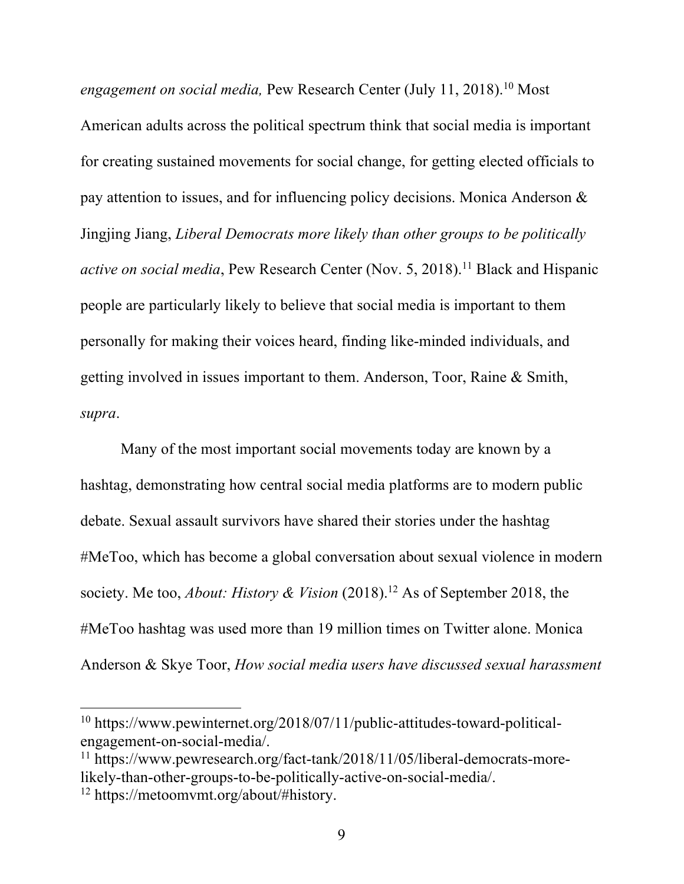*engagement on social media,* Pew Research Center (July 11, 2018).[10] Most American adults across the political spectrum think that social media is important for creating sustained movements for social change, for getting elected officials to pay attention to issues, and for influencing policy decisions. Monica Anderson & Jingjing Jiang, *Liberal Democrats more likely than other groups to be politically active on social media*, Pew Research Center (Nov. 5, 2018).[11] Black and Hispanic people are particularly likely to believe that social media is important to them personally for making their voices heard, finding like-minded individuals, and getting involved in issues important to them. Anderson, Toor, Raine & Smith, *supra*.

Many of the most important social movements today are known by a hashtag, demonstrating how central social media platforms are to modern public debate. Sexual assault survivors have shared their stories under the hashtag #MeToo, which has become a global conversation about sexual violence in modern society. Me too, *About: History & Vision* (2018).[12] As of September 2018, the #MeToo hashtag was used more than 19 million times on Twitter alone. Monica Anderson & Skye Toor, *How social media users have discussed sexual harassment*

---

[10] https://www.pewinternet.org/2018/07/11/public-attitudes-toward-political-engagement-on-social-media/.

[11] https://www.pewresearch.org/fact-tank/2018/11/05/liberal-democrats-more-likely-than-other-groups-to-be-politically-active-on-social-media/.

[12] https://metoomvmt.org/about/#history.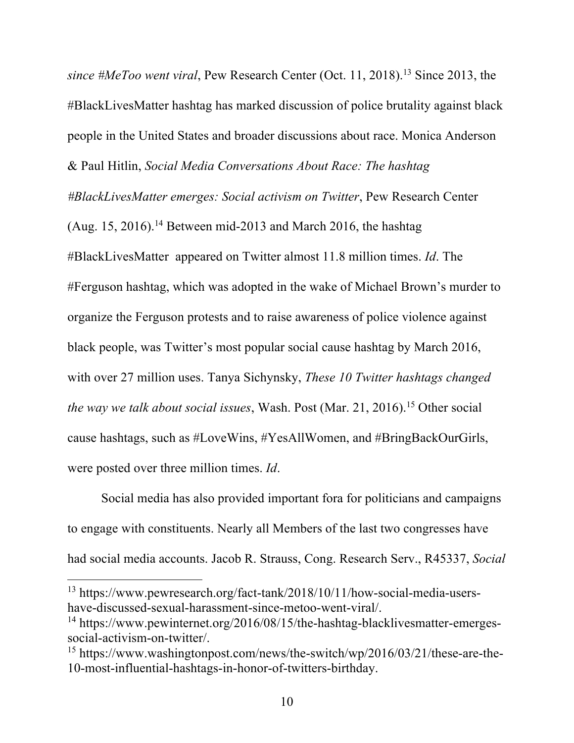*since #MeToo went viral*, Pew Research Center (Oct. 11, 2018).[13] Since 2013, the #BlackLivesMatter hashtag has marked discussion of police brutality against black people in the United States and broader discussions about race. Monica Anderson & Paul Hitlin, *Social Media Conversations About Race: The hashtag #BlackLivesMatter emerges: Social activism on Twitter*, Pew Research Center (Aug. 15, 2016).[14] Between mid-2013 and March 2016, the hashtag #BlackLivesMatter appeared on Twitter almost 11.8 million times. *Id*. The #Ferguson hashtag, which was adopted in the wake of Michael Brown's murder to organize the Ferguson protests and to raise awareness of police violence against black people, was Twitter's most popular social cause hashtag by March 2016, with over 27 million uses. Tanya Sichynsky, *These 10 Twitter hashtags changed the way we talk about social issues*, Wash. Post (Mar. 21, 2016).[15] Other social cause hashtags, such as #LoveWins, #YesAllWomen, and #BringBackOurGirls, were posted over three million times. *Id*.

Social media has also provided important fora for politicians and campaigns to engage with constituents. Nearly all Members of the last two congresses have had social media accounts. Jacob R. Strauss, Cong. Research Serv., R45337, *Social*

---

[13] https://www.pewresearch.org/fact-tank/2018/10/11/how-social-media-users-have-discussed-sexual-harassment-since-metoo-went-viral/.

[14] https://www.pewinternet.org/2016/08/15/the-hashtag-blacklivesmatter-emerges-social-activism-on-twitter/.

[15] https://www.washingtonpost.com/news/the-switch/wp/2016/03/21/these-are-the-10-most-influential-hashtags-in-honor-of-twitters-birthday.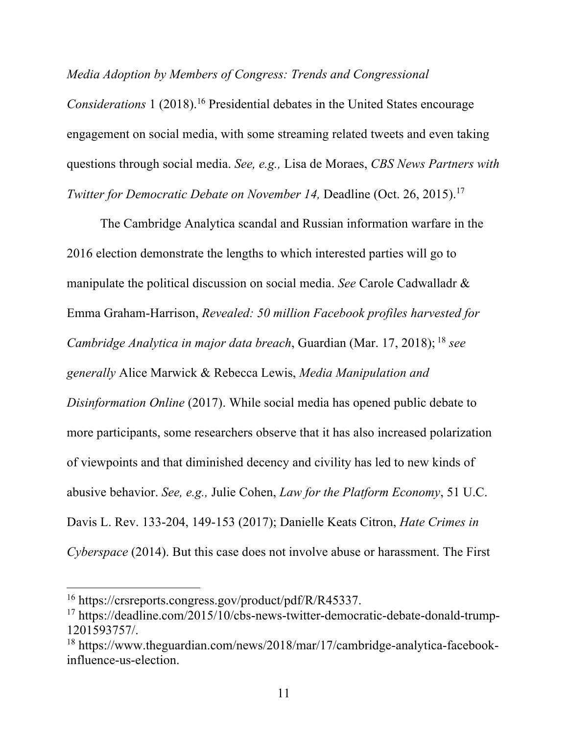*Media Adoption by Members of Congress: Trends and Congressional Considerations* 1 (2018).[16] Presidential debates in the United States encourage engagement on social media, with some streaming related tweets and even taking questions through social media. *See, e.g.,* Lisa de Moraes, *CBS News Partners with Twitter for Democratic Debate on November 14,* Deadline (Oct. 26, 2015).[17]

The Cambridge Analytica scandal and Russian information warfare in the 2016 election demonstrate the lengths to which interested parties will go to manipulate the political discussion on social media. *See* Carole Cadwalladr & Emma Graham-Harrison, *Revealed: 50 million Facebook profiles harvested for Cambridge Analytica in major data breach*, Guardian (Mar. 17, 2018); [18] *see generally* Alice Marwick & Rebecca Lewis, *Media Manipulation and Disinformation Online* (2017). While social media has opened public debate to more participants, some researchers observe that it has also increased polarization of viewpoints and that diminished decency and civility has led to new kinds of abusive behavior. *See, e.g.,* Julie Cohen, *Law for the Platform Economy*, 51 U.C. Davis L. Rev. 133-204, 149-153 (2017); Danielle Keats Citron, *Hate Crimes in Cyberspace* (2014). But this case does not involve abuse or harassment. The First

---

[16] https://crsreports.congress.gov/product/pdf/R/R45337.

[17] https://deadline.com/2015/10/cbs-news-twitter-democratic-debate-donald-trump-1201593757/.

[18] https://www.theguardian.com/news/2018/mar/17/cambridge-analytica-facebook-influence-us-election.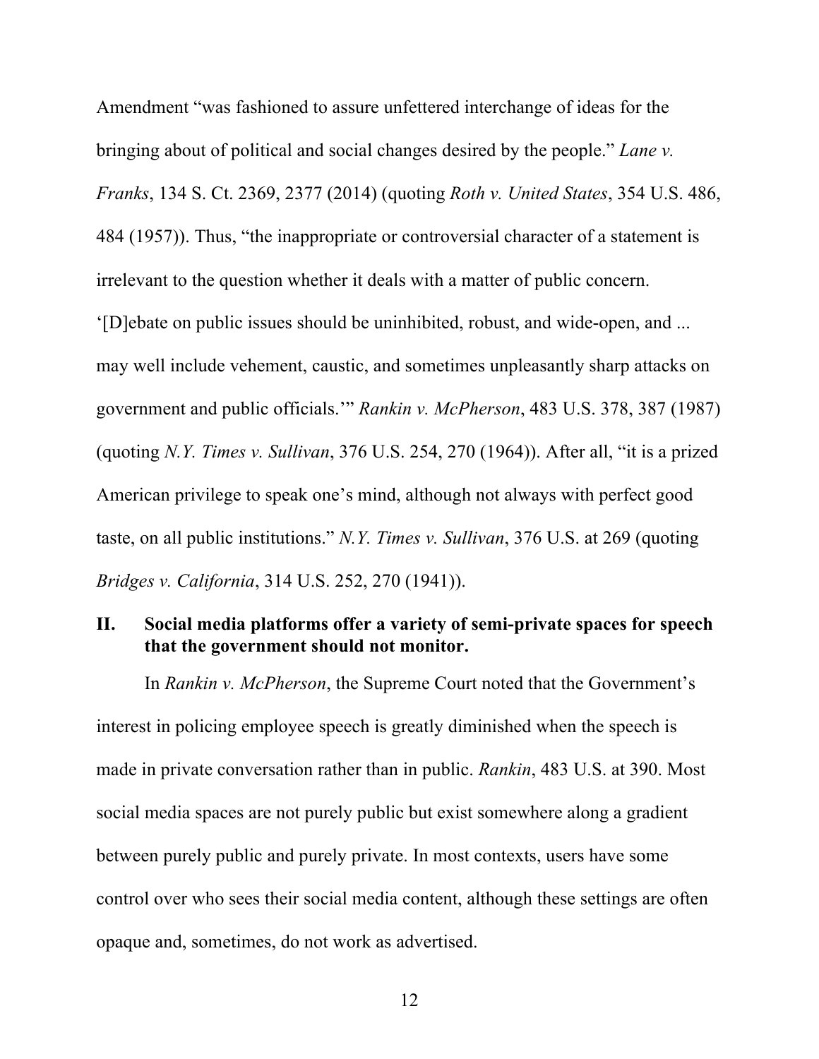Amendment "was fashioned to assure unfettered interchange of ideas for the bringing about of political and social changes desired by the people." *Lane v. Franks*, 134 S. Ct. 2369, 2377 (2014) (quoting *Roth v. United States*, 354 U.S. 486, 484 (1957)). Thus, "the inappropriate or controversial character of a statement is irrelevant to the question whether it deals with a matter of public concern. '[D]ebate on public issues should be uninhibited, robust, and wide-open, and ... may well include vehement, caustic, and sometimes unpleasantly sharp attacks on government and public officials.'" *Rankin v. McPherson*, 483 U.S. 378, 387 (1987) (quoting *N.Y. Times v. Sullivan*, 376 U.S. 254, 270 (1964)). After all, "it is a prized American privilege to speak one's mind, although not always with perfect good taste, on all public institutions." *N.Y. Times v. Sullivan*, 376 U.S. at 269 (quoting *Bridges v. California*, 314 U.S. 252, 270 (1941)).

## II. Social media platforms offer a variety of semi-private spaces for speech that the government should not monitor.

In *Rankin v. McPherson*, the Supreme Court noted that the Government's interest in policing employee speech is greatly diminished when the speech is made in private conversation rather than in public. *Rankin*, 483 U.S. at 390. Most social media spaces are not purely public but exist somewhere along a gradient between purely public and purely private. In most contexts, users have some control over who sees their social media content, although these settings are often opaque and, sometimes, do not work as advertised.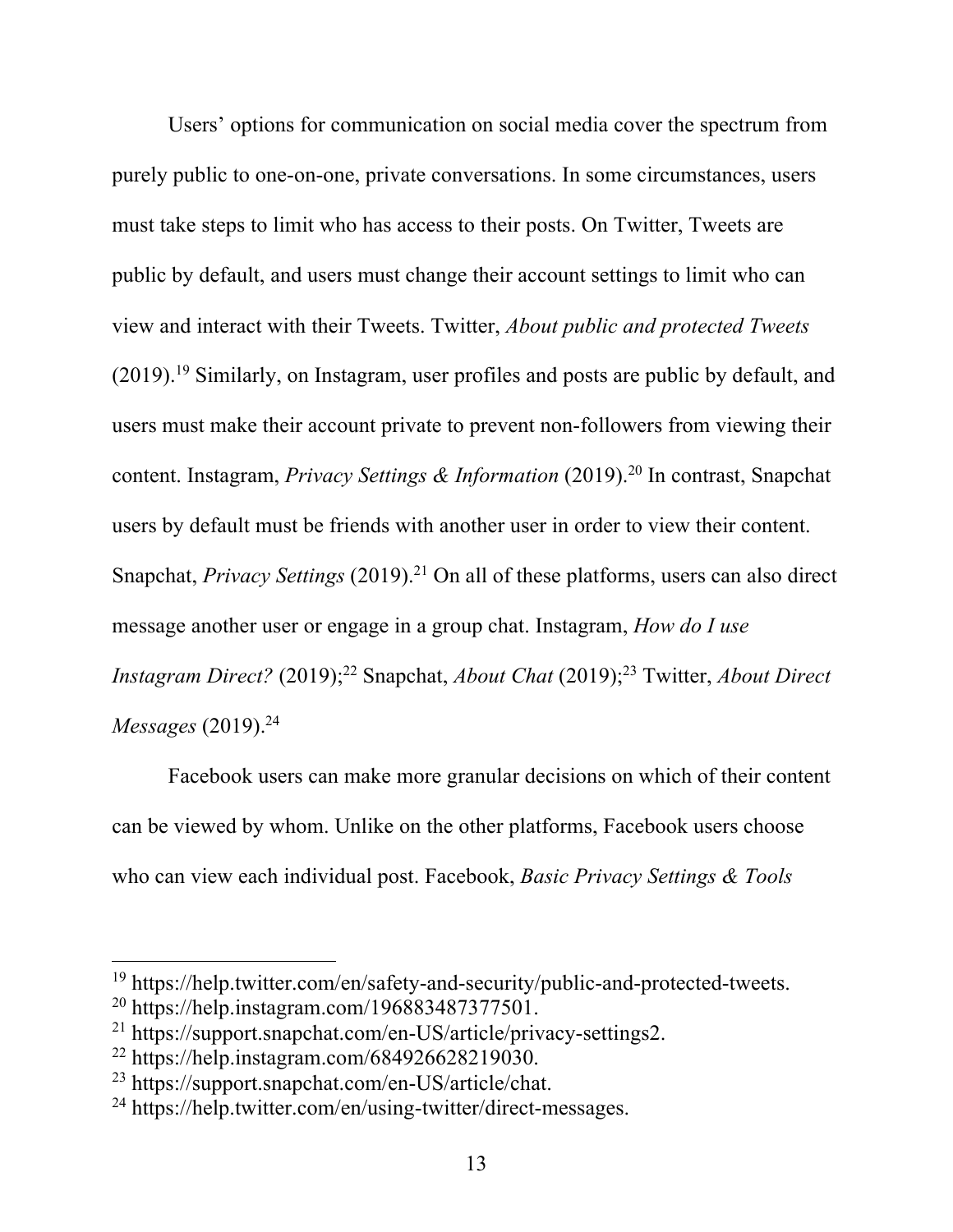Users' options for communication on social media cover the spectrum from purely public to one-on-one, private conversations. In some circumstances, users must take steps to limit who has access to their posts. On Twitter, Tweets are public by default, and users must change their account settings to limit who can view and interact with their Tweets. Twitter, *About public and protected Tweets* (2019).[19] Similarly, on Instagram, user profiles and posts are public by default, and users must make their account private to prevent non-followers from viewing their content. Instagram, *Privacy Settings & Information* (2019).[20] In contrast, Snapchat users by default must be friends with another user in order to view their content. Snapchat, *Privacy Settings* (2019).[21] On all of these platforms, users can also direct message another user or engage in a group chat. Instagram, *How do I use Instagram Direct?* (2019);[22] Snapchat, *About Chat* (2019);[23] Twitter, *About Direct Messages* (2019).[24]

Facebook users can make more granular decisions on which of their content can be viewed by whom. Unlike on the other platforms, Facebook users choose who can view each individual post. Facebook, *Basic Privacy Settings & Tools*

---

[19] https://help.twitter.com/en/safety-and-security/public-and-protected-tweets.
[20] https://help.instagram.com/196883487377501.
[21] https://support.snapchat.com/en-US/article/privacy-settings2.
[22] https://help.instagram.com/684926628219030.
[23] https://support.snapchat.com/en-US/article/chat.
[24] https://help.twitter.com/en/using-twitter/direct-messages.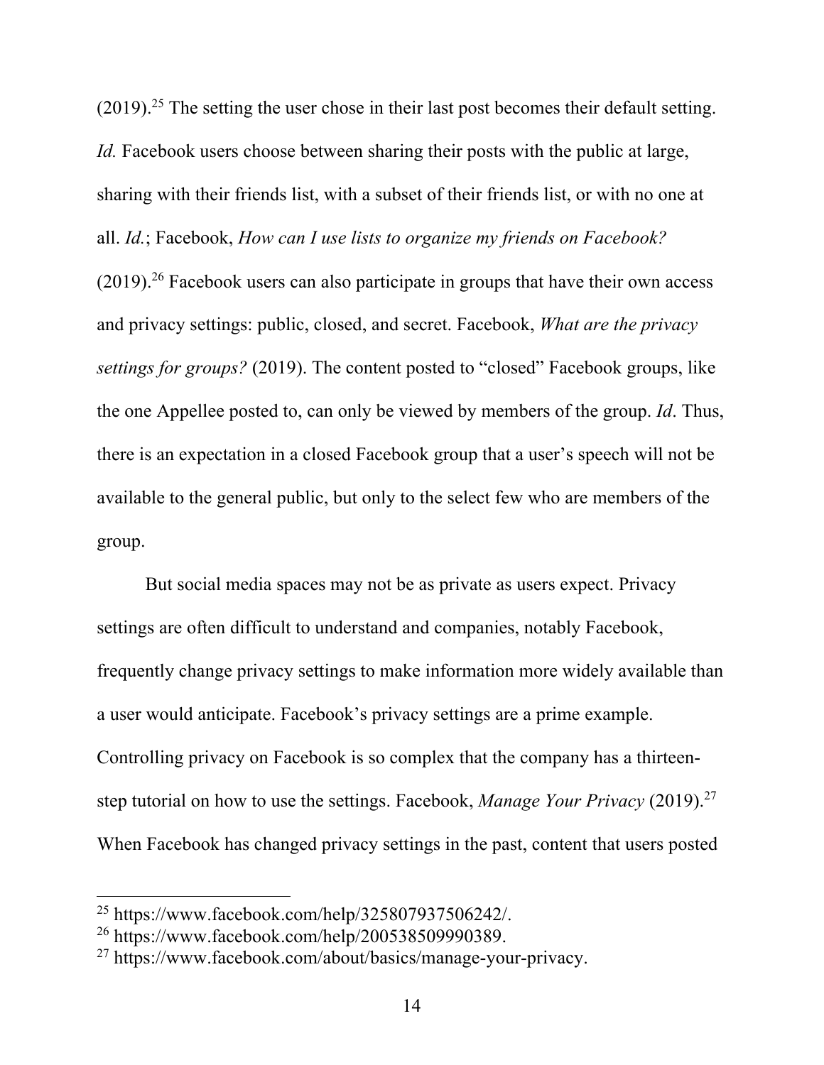(2019).[25] The setting the user chose in their last post becomes their default setting. *Id.* Facebook users choose between sharing their posts with the public at large, sharing with their friends list, with a subset of their friends list, or with no one at all. *Id.*; Facebook, *How can I use lists to organize my friends on Facebook?* (2019).[26] Facebook users can also participate in groups that have their own access and privacy settings: public, closed, and secret. Facebook, *What are the privacy settings for groups?* (2019). The content posted to "closed" Facebook groups, like the one Appellee posted to, can only be viewed by members of the group. *Id*. Thus, there is an expectation in a closed Facebook group that a user's speech will not be available to the general public, but only to the select few who are members of the group.

But social media spaces may not be as private as users expect. Privacy settings are often difficult to understand and companies, notably Facebook, frequently change privacy settings to make information more widely available than a user would anticipate. Facebook's privacy settings are a prime example. Controlling privacy on Facebook is so complex that the company has a thirteen-step tutorial on how to use the settings. Facebook, *Manage Your Privacy* (2019).[27] When Facebook has changed privacy settings in the past, content that users posted

---

[25] https://www.facebook.com/help/325807937506242/.

[26] https://www.facebook.com/help/200538509990389.

[27] https://www.facebook.com/about/basics/manage-your-privacy.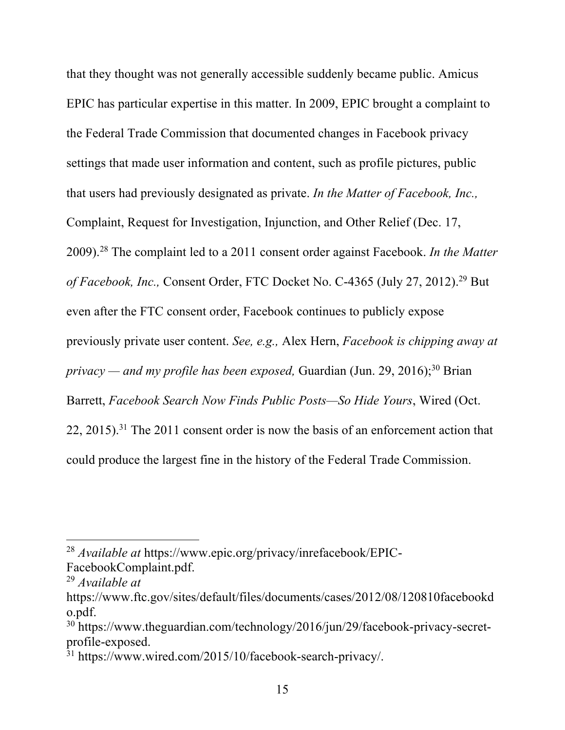that they thought was not generally accessible suddenly became public. Amicus EPIC has particular expertise in this matter. In 2009, EPIC brought a complaint to the Federal Trade Commission that documented changes in Facebook privacy settings that made user information and content, such as profile pictures, public that users had previously designated as private. *In the Matter of Facebook, Inc.,* Complaint, Request for Investigation, Injunction, and Other Relief (Dec. 17, 2009).[28] The complaint led to a 2011 consent order against Facebook. *In the Matter of Facebook, Inc.,* Consent Order, FTC Docket No. C-4365 (July 27, 2012).[29] But even after the FTC consent order, Facebook continues to publicly expose previously private user content. *See, e.g.,* Alex Hern, *Facebook is chipping away at privacy — and my profile has been exposed,* Guardian (Jun. 29, 2016);[30] Brian Barrett, *Facebook Search Now Finds Public Posts—So Hide Yours*, Wired (Oct. 22, 2015).[31] The 2011 consent order is now the basis of an enforcement action that could produce the largest fine in the history of the Federal Trade Commission.

---

[28] *Available at* https://www.epic.org/privacy/inrefacebook/EPIC-FacebookComplaint.pdf.

[29] *Available at* https://www.ftc.gov/sites/default/files/documents/cases/2012/08/120810facebookdo.pdf.

[30] https://www.theguardian.com/technology/2016/jun/29/facebook-privacy-secret-profile-exposed.

[31] https://www.wired.com/2015/10/facebook-search-privacy/.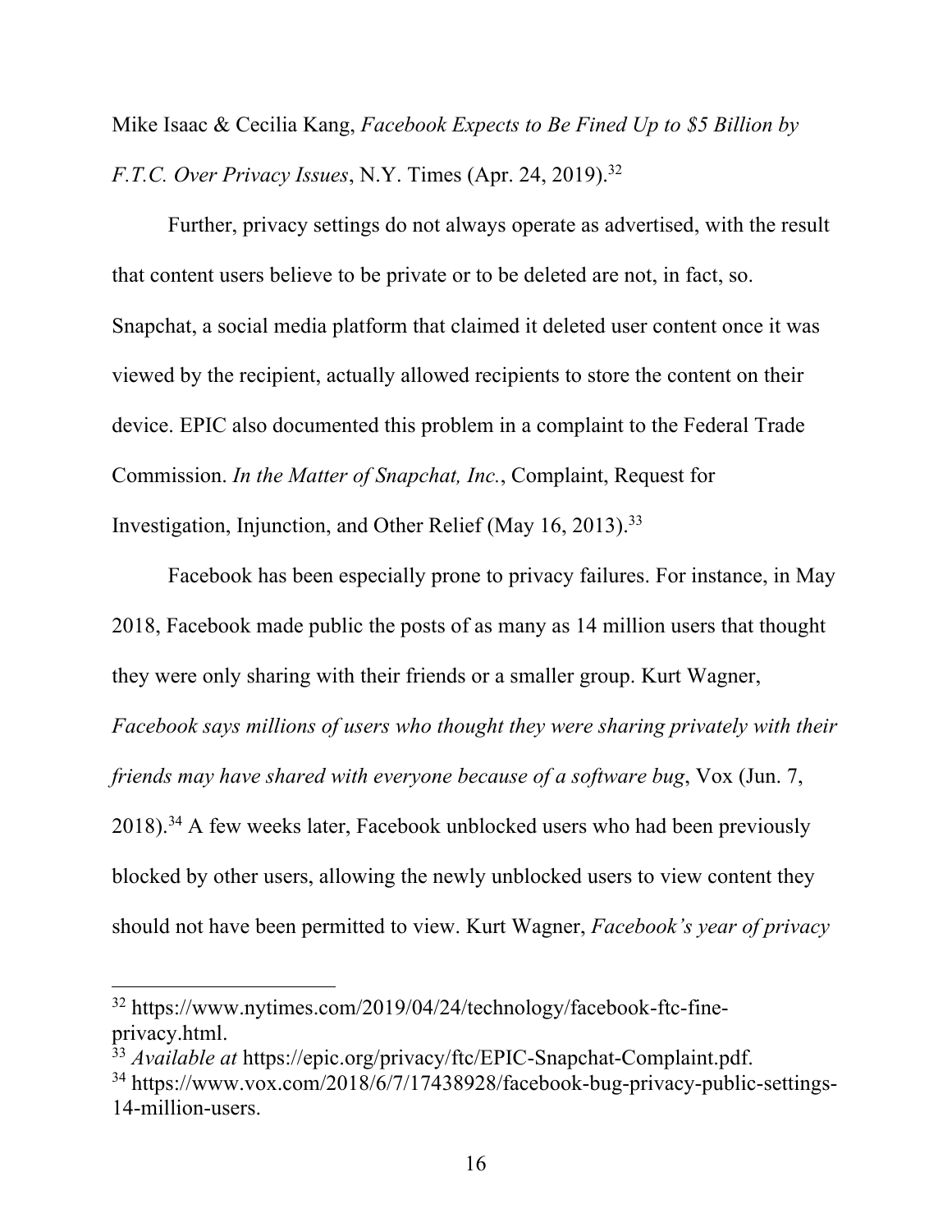Mike Isaac & Cecilia Kang, *Facebook Expects to Be Fined Up to $5 Billion by F.T.C. Over Privacy Issues*, N.Y. Times (Apr. 24, 2019).[32]

Further, privacy settings do not always operate as advertised, with the result that content users believe to be private or to be deleted are not, in fact, so. Snapchat, a social media platform that claimed it deleted user content once it was viewed by the recipient, actually allowed recipients to store the content on their device. EPIC also documented this problem in a complaint to the Federal Trade Commission. *In the Matter of Snapchat, Inc.*, Complaint, Request for Investigation, Injunction, and Other Relief (May 16, 2013).[33]

Facebook has been especially prone to privacy failures. For instance, in May 2018, Facebook made public the posts of as many as 14 million users that thought they were only sharing with their friends or a smaller group. Kurt Wagner, *Facebook says millions of users who thought they were sharing privately with their friends may have shared with everyone because of a software bug*, Vox (Jun. 7, 2018).[34] A few weeks later, Facebook unblocked users who had been previously blocked by other users, allowing the newly unblocked users to view content they should not have been permitted to view. Kurt Wagner, *Facebook's year of privacy*

---

[32] https://www.nytimes.com/2019/04/24/technology/facebook-ftc-fine-privacy.html.

[33] *Available at* https://epic.org/privacy/ftc/EPIC-Snapchat-Complaint.pdf.

[34] https://www.vox.com/2018/6/7/17438928/facebook-bug-privacy-public-settings-14-million-users.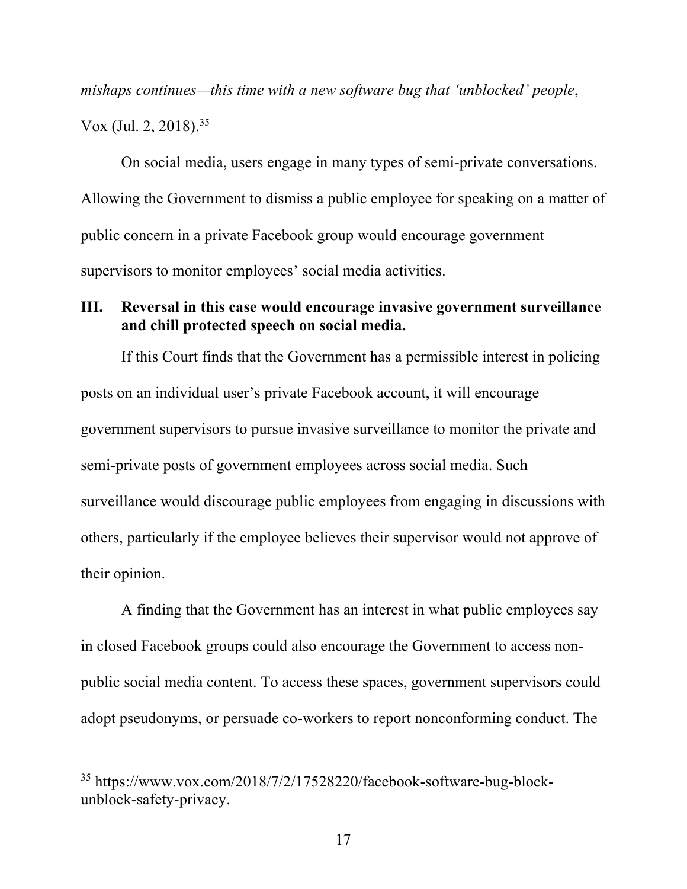*mishaps continues—this time with a new software bug that 'unblocked' people*, Vox (Jul. 2, 2018).[35]

On social media, users engage in many types of semi-private conversations. Allowing the Government to dismiss a public employee for speaking on a matter of public concern in a private Facebook group would encourage government supervisors to monitor employees' social media activities.

## III. Reversal in this case would encourage invasive government surveillance and chill protected speech on social media.

If this Court finds that the Government has a permissible interest in policing posts on an individual user's private Facebook account, it will encourage government supervisors to pursue invasive surveillance to monitor the private and semi-private posts of government employees across social media. Such surveillance would discourage public employees from engaging in discussions with others, particularly if the employee believes their supervisor would not approve of their opinion.

A finding that the Government has an interest in what public employees say in closed Facebook groups could also encourage the Government to access non-public social media content. To access these spaces, government supervisors could adopt pseudonyms, or persuade co-workers to report nonconforming conduct. The

---

[35] https://www.vox.com/2018/7/2/17528220/facebook-software-bug-block-unblock-safety-privacy.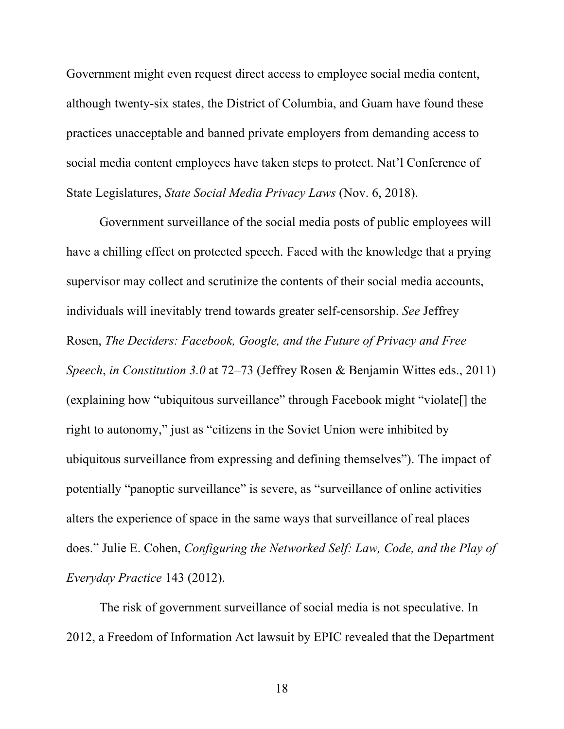Government might even request direct access to employee social media content, although twenty-six states, the District of Columbia, and Guam have found these practices unacceptable and banned private employers from demanding access to social media content employees have taken steps to protect. Nat'l Conference of State Legislatures, *State Social Media Privacy Laws* (Nov. 6, 2018).

Government surveillance of the social media posts of public employees will have a chilling effect on protected speech. Faced with the knowledge that a prying supervisor may collect and scrutinize the contents of their social media accounts, individuals will inevitably trend towards greater self-censorship. *See* Jeffrey Rosen, *The Deciders: Facebook, Google, and the Future of Privacy and Free Speech*, *in Constitution 3.0* at 72–73 (Jeffrey Rosen & Benjamin Wittes eds., 2011) (explaining how "ubiquitous surveillance" through Facebook might "violate[] the right to autonomy," just as "citizens in the Soviet Union were inhibited by ubiquitous surveillance from expressing and defining themselves"). The impact of potentially "panoptic surveillance" is severe, as "surveillance of online activities alters the experience of space in the same ways that surveillance of real places does." Julie E. Cohen, *Configuring the Networked Self: Law, Code, and the Play of Everyday Practice* 143 (2012).

The risk of government surveillance of social media is not speculative. In 2012, a Freedom of Information Act lawsuit by EPIC revealed that the Department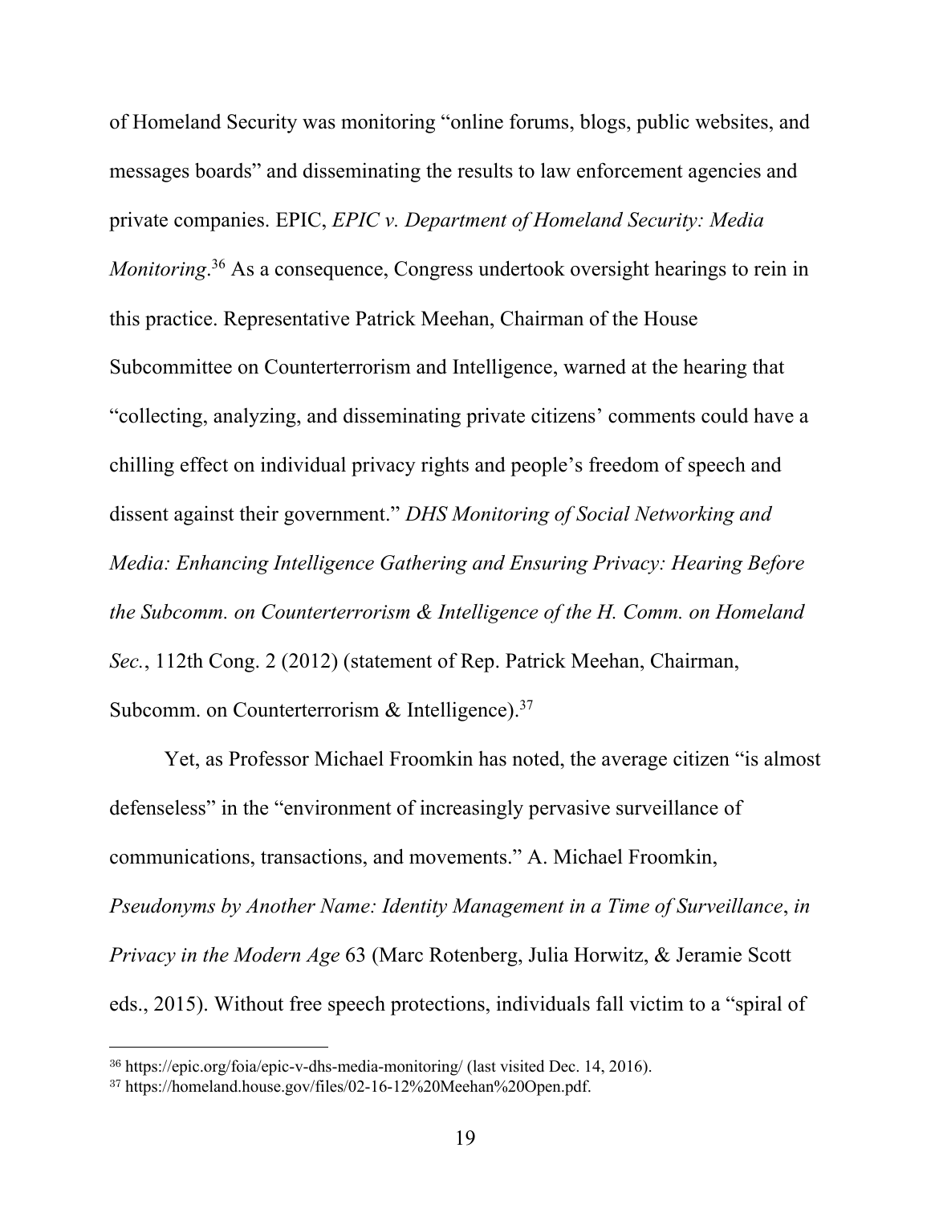of Homeland Security was monitoring "online forums, blogs, public websites, and messages boards" and disseminating the results to law enforcement agencies and private companies. EPIC, *EPIC v. Department of Homeland Security: Media Monitoring*.[36] As a consequence, Congress undertook oversight hearings to rein in this practice. Representative Patrick Meehan, Chairman of the House Subcommittee on Counterterrorism and Intelligence, warned at the hearing that "collecting, analyzing, and disseminating private citizens' comments could have a chilling effect on individual privacy rights and people's freedom of speech and dissent against their government." *DHS Monitoring of Social Networking and Media: Enhancing Intelligence Gathering and Ensuring Privacy: Hearing Before the Subcomm. on Counterterrorism & Intelligence of the H. Comm. on Homeland Sec.*, 112th Cong. 2 (2012) (statement of Rep. Patrick Meehan, Chairman, Subcomm. on Counterterrorism & Intelligence).[37]

Yet, as Professor Michael Froomkin has noted, the average citizen "is almost defenseless" in the "environment of increasingly pervasive surveillance of communications, transactions, and movements." A. Michael Froomkin, *Pseudonyms by Another Name: Identity Management in a Time of Surveillance*, *in Privacy in the Modern Age* 63 (Marc Rotenberg, Julia Horwitz, & Jeramie Scott eds., 2015). Without free speech protections, individuals fall victim to a "spiral of

---

[36] https://epic.org/foia/epic-v-dhs-media-monitoring/ (last visited Dec. 14, 2016).

[37] https://homeland.house.gov/files/02-16-12%20Meehan%20Open.pdf.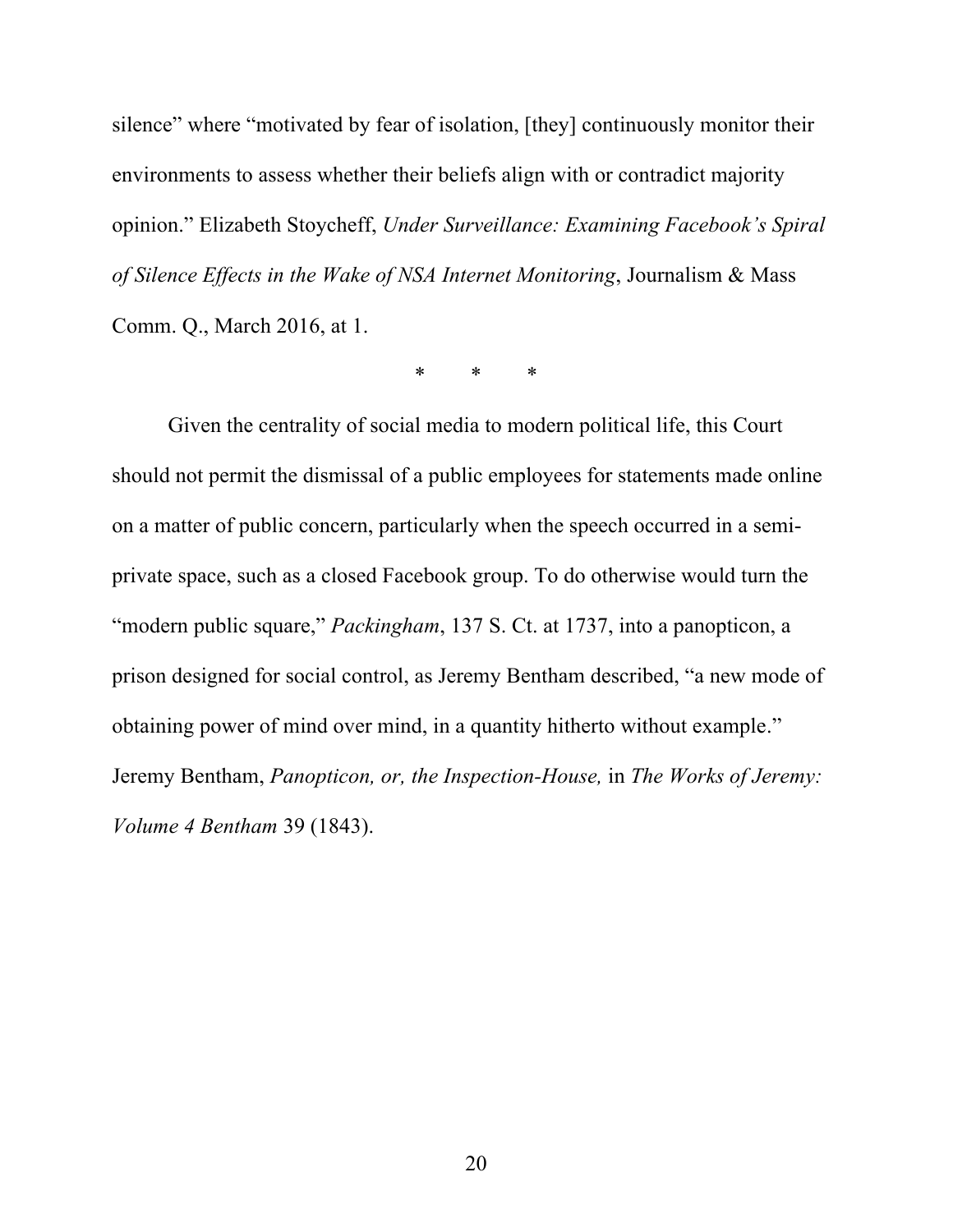silence" where "motivated by fear of isolation, [they] continuously monitor their environments to assess whether their beliefs align with or contradict majority opinion." Elizabeth Stoycheff, *Under Surveillance: Examining Facebook's Spiral of Silence Effects in the Wake of NSA Internet Monitoring*, Journalism & Mass Comm. Q., March 2016, at 1.

\* \* \*

Given the centrality of social media to modern political life, this Court should not permit the dismissal of a public employees for statements made online on a matter of public concern, particularly when the speech occurred in a semi-private space, such as a closed Facebook group. To do otherwise would turn the "modern public square," *Packingham*, 137 S. Ct. at 1737, into a panopticon, a prison designed for social control, as Jeremy Bentham described, "a new mode of obtaining power of mind over mind, in a quantity hitherto without example." Jeremy Bentham, *Panopticon, or, the Inspection-House,* in *The Works of Jeremy: Volume 4 Bentham* 39 (1843).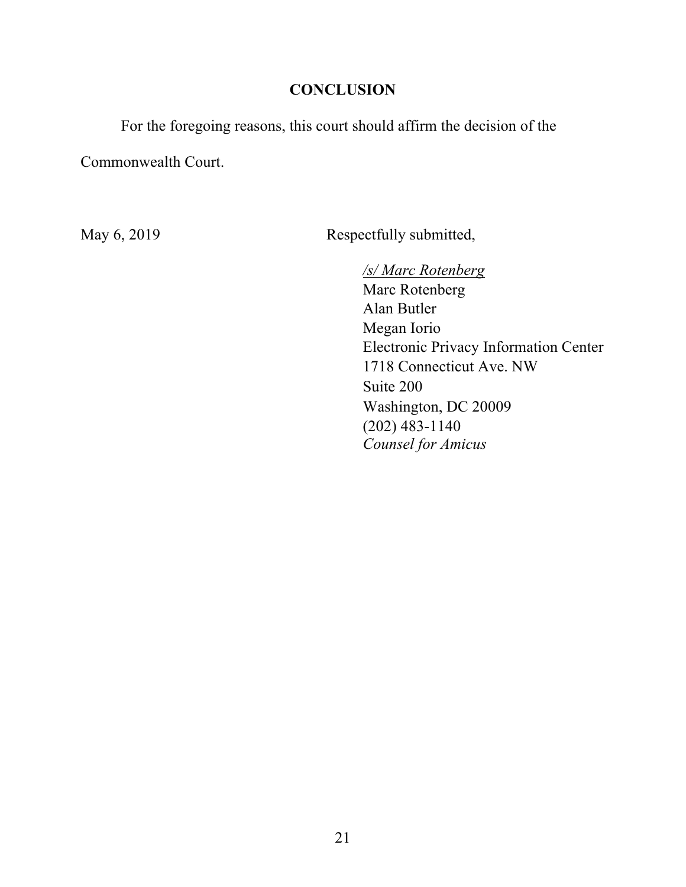## CONCLUSION

For the foregoing reasons, this court should affirm the decision of the Commonwealth Court.

May 6, 2019

Respectfully submitted,

*/s/ Marc Rotenberg*
Marc Rotenberg
Alan Butler
Megan Iorio
Electronic Privacy Information Center
1718 Connecticut Ave. NW
Suite 200
Washington, DC 20009
(202) 483-1140
*Counsel for Amicus*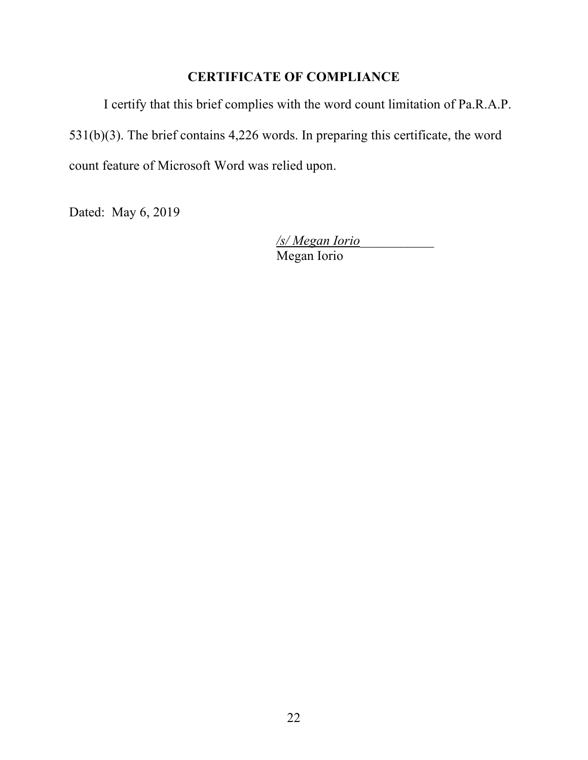## CERTIFICATE OF COMPLIANCE

I certify that this brief complies with the word count limitation of Pa.R.A.P. 531(b)(3). The brief contains 4,226 words. In preparing this certificate, the word count feature of Microsoft Word was relied upon.

Dated: May 6, 2019

*/s/ Megan Iorio*___________
Megan Iorio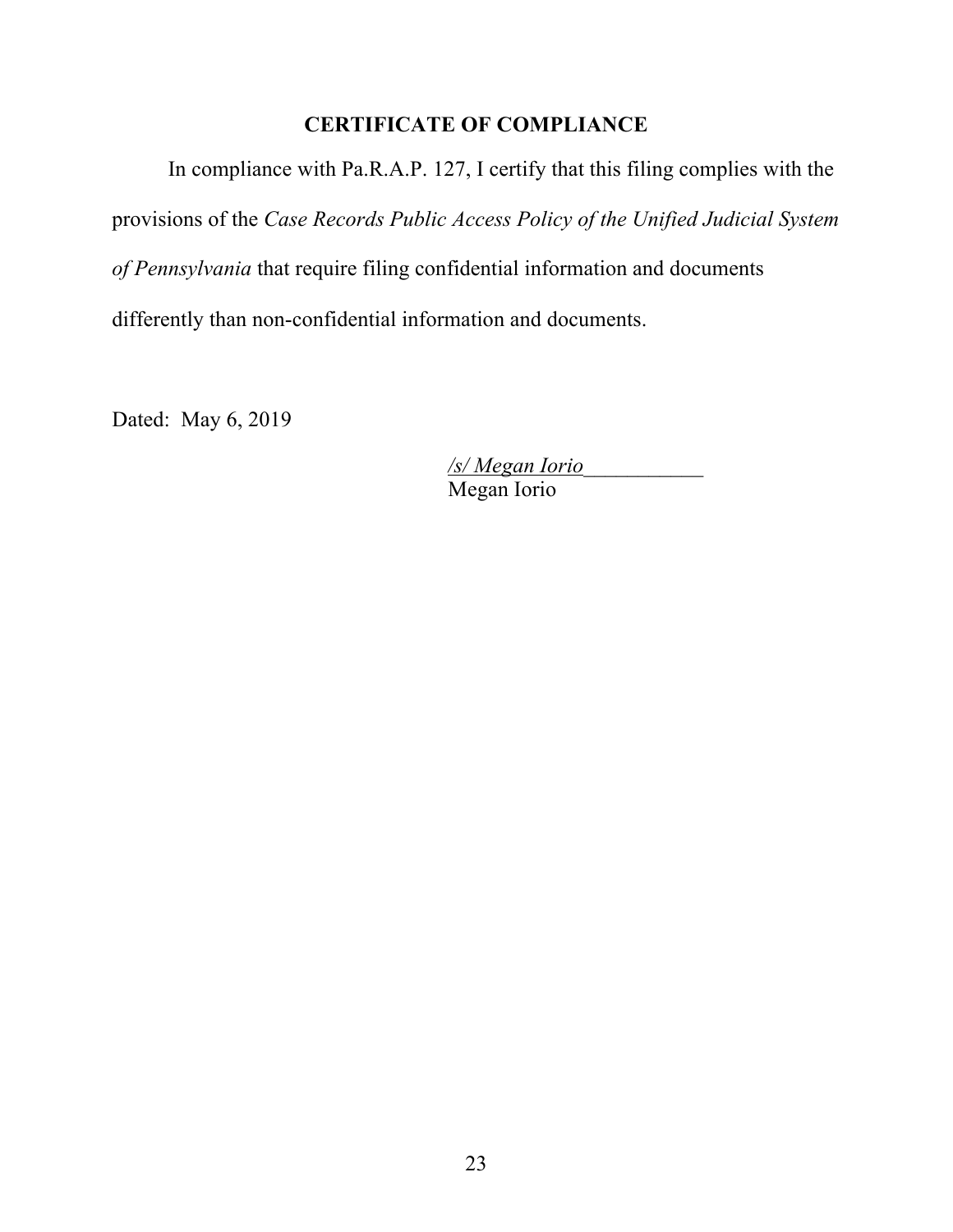## CERTIFICATE OF COMPLIANCE

In compliance with Pa.R.A.P. 127, I certify that this filing complies with the provisions of the *Case Records Public Access Policy of the Unified Judicial System of Pennsylvania* that require filing confidential information and documents differently than non-confidential information and documents.

Dated: May 6, 2019

*/s/ Megan Iorio*___________
Megan Iorio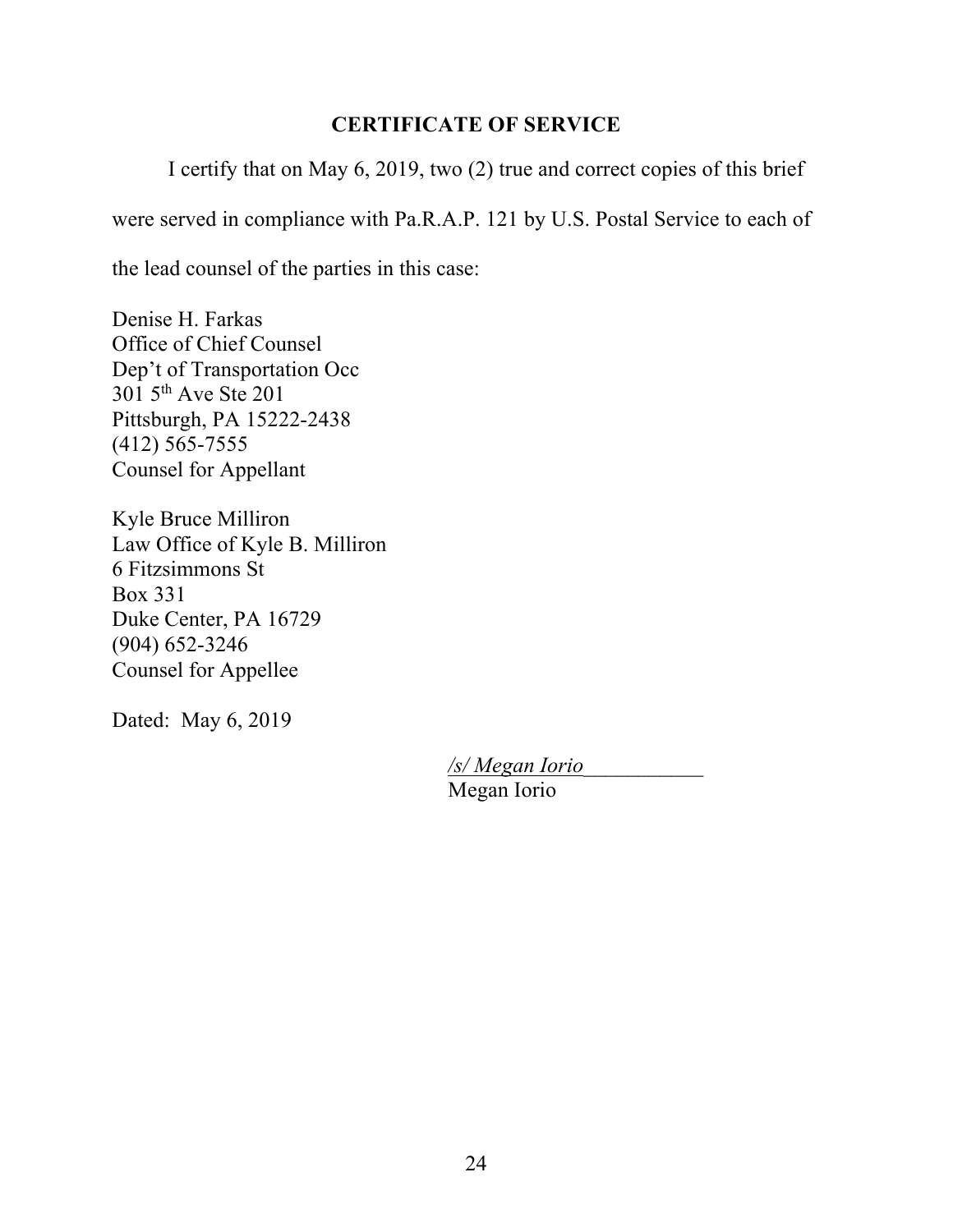## CERTIFICATE OF SERVICE

I certify that on May 6, 2019, two (2) true and correct copies of this brief were served in compliance with Pa.R.A.P. 121 by U.S. Postal Service to each of the lead counsel of the parties in this case:

Denise H. Farkas
Office of Chief Counsel
Dep't of Transportation Occ
301 5th Ave Ste 201
Pittsburgh, PA 15222-2438
(412) 565-7555
Counsel for Appellant

Kyle Bruce Milliron
Law Office of Kyle B. Milliron
6 Fitzsimmons St
Box 331
Duke Center, PA 16729
(904) 652-3246
Counsel for Appellee

Dated: May 6, 2019

*/s/ Megan Iorio*
Megan Iorio